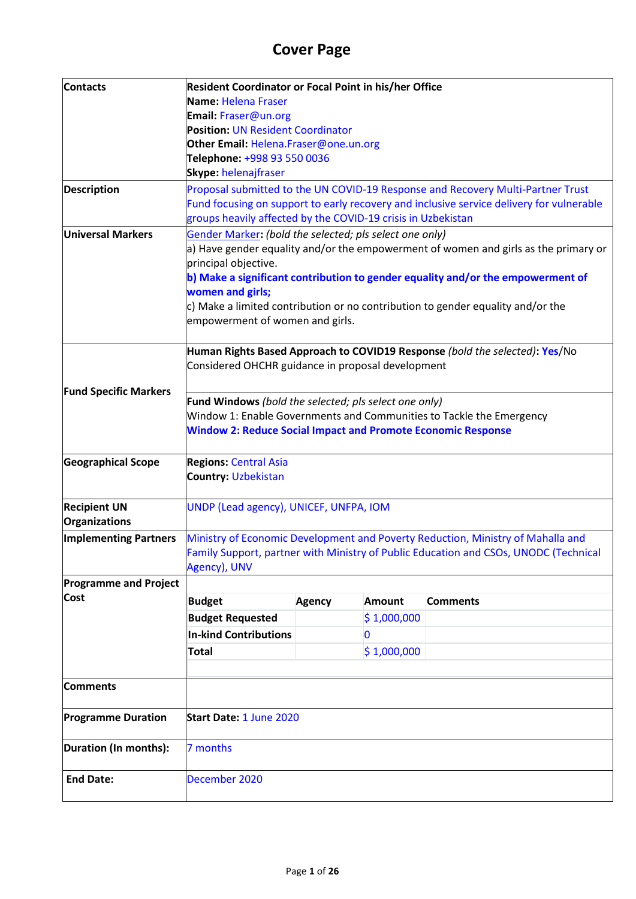# Cover Page

| Contacts | **Resident Coordinator or Focal Point in his/her Office**<br>**Name:** Helena Fraser<br>**Email:** Fraser@un.org<br>**Position:** UN Resident Coordinator<br>**Other Email:** Helena.Fraser@one.un.org<br>**Telephone:** +998 93 550 0036<br>**Skype:** helenajfraser |
|---|---|
| **Description** | Proposal submitted to the UN COVID-19 Response and Recovery Multi-Partner Trust Fund focusing on support to early recovery and inclusive service delivery for vulnerable groups heavily affected by the COVID-19 crisis in Uzbekistan |
| **Universal Markers** | Gender Marker: *(bold the selected; pls select one only)*<br>a) Have gender equality and/or the empowerment of women and girls as the primary or principal objective.<br>**b) Make a significant contribution to gender equality and/or the empowerment of women and girls;**<br>c) Make a limited contribution or no contribution to gender equality and/or the empowerment of women and girls. |
| **Fund Specific Markers** | **Human Rights Based Approach to COVID19 Response** *(bold the selected)*: **Yes**/No<br>Considered OHCHR guidance in proposal development |
| | **Fund Windows** *(bold the selected; pls select one only)*<br>Window 1: Enable Governments and Communities to Tackle the Emergency<br>**Window 2: Reduce Social Impact and Promote Economic Response** |
| **Geographical Scope** | **Regions:** Central Asia<br>**Country:** Uzbekistan |
| **Recipient UN Organizations** | UNDP (Lead agency), UNICEF, UNFPA, IOM |
| **Implementing Partners** | Ministry of Economic Development and Poverty Reduction, Ministry of Mahalla and Family Support, partner with Ministry of Public Education and CSOs, UNODC (Technical Agency), UNV |
| **Programme and Project Cost** | See table below |
| **Comments** | |
| **Programme Duration** | **Start Date:** 1 June 2020 |
| **Duration (In months):** | 7 months |
| **End Date:** | December 2020 |

**Programme and Project Cost**

| Budget | Agency | Amount | Comments |
|---|---|---|---|
| **Budget Requested** | | $ 1,000,000 | |
| **In-kind Contributions** | | 0 | |
| **Total** | | $ 1,000,000 | |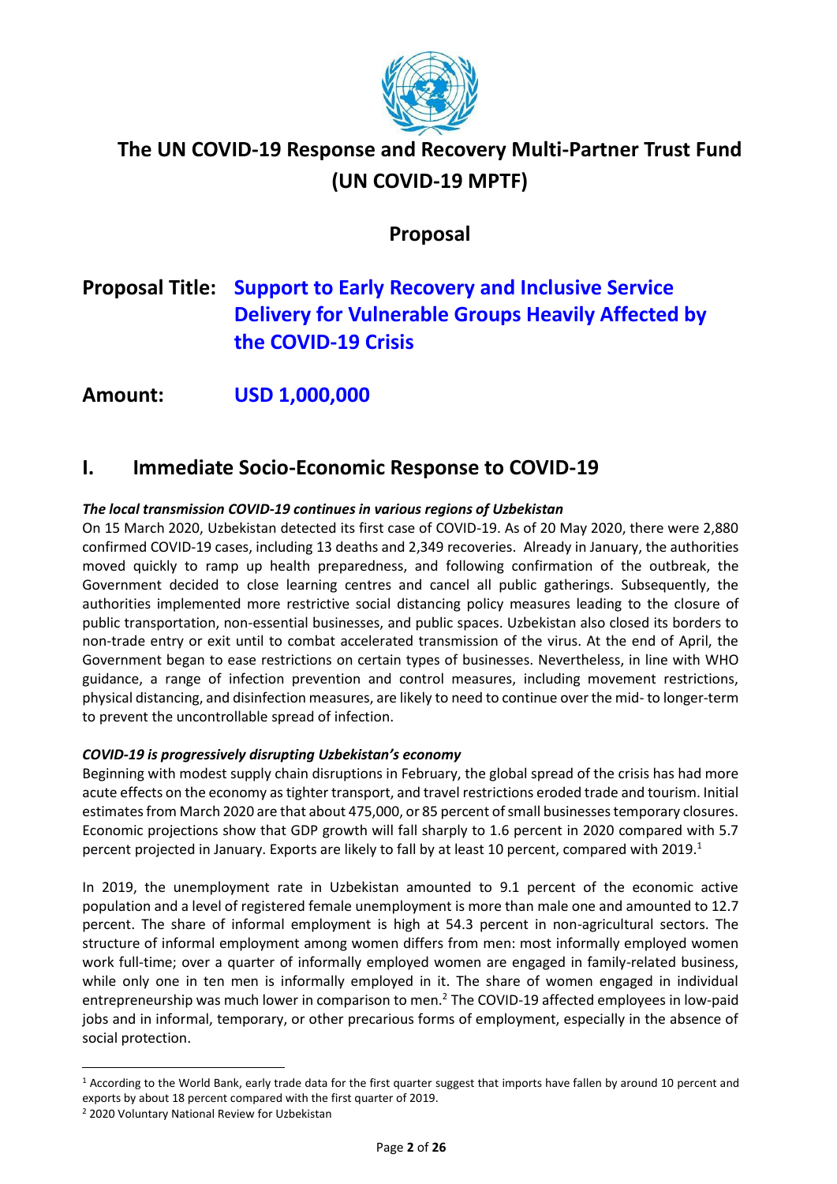# The UN COVID-19 Response and Recovery Multi-Partner Trust Fund (UN COVID-19 MPTF)

## Proposal

## Proposal Title: Support to Early Recovery and Inclusive Service Delivery for Vulnerable Groups Heavily Affected by the COVID-19 Crisis

## Amount: USD 1,000,000

# I. Immediate Socio-Economic Response to COVID-19

***The local transmission COVID-19 continues in various regions of Uzbekistan***

On 15 March 2020, Uzbekistan detected its first case of COVID-19. As of 20 May 2020, there were 2,880 confirmed COVID-19 cases, including 13 deaths and 2,349 recoveries. Already in January, the authorities moved quickly to ramp up health preparedness, and following confirmation of the outbreak, the Government decided to close learning centres and cancel all public gatherings. Subsequently, the authorities implemented more restrictive social distancing policy measures leading to the closure of public transportation, non-essential businesses, and public spaces. Uzbekistan also closed its borders to non-trade entry or exit until to combat accelerated transmission of the virus. At the end of April, the Government began to ease restrictions on certain types of businesses. Nevertheless, in line with WHO guidance, a range of infection prevention and control measures, including movement restrictions, physical distancing, and disinfection measures, are likely to need to continue over the mid- to longer-term to prevent the uncontrollable spread of infection.

***COVID-19 is progressively disrupting Uzbekistan's economy***

Beginning with modest supply chain disruptions in February, the global spread of the crisis has had more acute effects on the economy as tighter transport, and travel restrictions eroded trade and tourism. Initial estimates from March 2020 are that about 475,000, or 85 percent of small businesses temporary closures. Economic projections show that GDP growth will fall sharply to 1.6 percent in 2020 compared with 5.7 percent projected in January. Exports are likely to fall by at least 10 percent, compared with 2019.[1]

In 2019, the unemployment rate in Uzbekistan amounted to 9.1 percent of the economic active population and a level of registered female unemployment is more than male one and amounted to 12.7 percent. The share of informal employment is high at 54.3 percent in non-agricultural sectors. The structure of informal employment among women differs from men: most informally employed women work full-time; over a quarter of informally employed women are engaged in family-related business, while only one in ten men is informally employed in it. The share of women engaged in individual entrepreneurship was much lower in comparison to men.[2] The COVID-19 affected employees in low-paid jobs and in informal, temporary, or other precarious forms of employment, especially in the absence of social protection.

---

[1] According to the World Bank, early trade data for the first quarter suggest that imports have fallen by around 10 percent and exports by about 18 percent compared with the first quarter of 2019.

[2] 2020 Voluntary National Review for Uzbekistan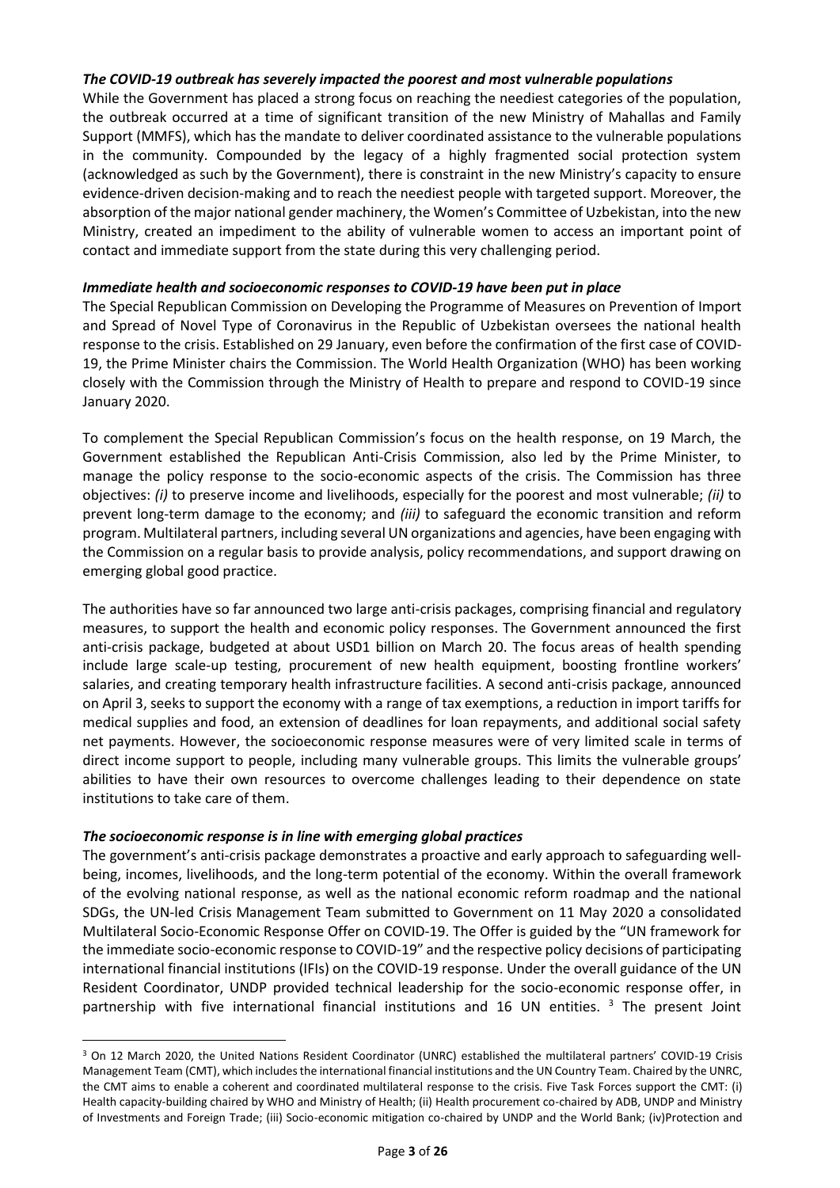***The COVID-19 outbreak has severely impacted the poorest and most vulnerable populations***

While the Government has placed a strong focus on reaching the neediest categories of the population, the outbreak occurred at a time of significant transition of the new Ministry of Mahallas and Family Support (MMFS), which has the mandate to deliver coordinated assistance to the vulnerable populations in the community. Compounded by the legacy of a highly fragmented social protection system (acknowledged as such by the Government), there is constraint in the new Ministry's capacity to ensure evidence-driven decision-making and to reach the neediest people with targeted support. Moreover, the absorption of the major national gender machinery, the Women's Committee of Uzbekistan, into the new Ministry, created an impediment to the ability of vulnerable women to access an important point of contact and immediate support from the state during this very challenging period.

***Immediate health and socioeconomic responses to COVID-19 have been put in place***

The Special Republican Commission on Developing the Programme of Measures on Prevention of Import and Spread of Novel Type of Coronavirus in the Republic of Uzbekistan oversees the national health response to the crisis. Established on 29 January, even before the confirmation of the first case of COVID-19, the Prime Minister chairs the Commission. The World Health Organization (WHO) has been working closely with the Commission through the Ministry of Health to prepare and respond to COVID-19 since January 2020.

To complement the Special Republican Commission's focus on the health response, on 19 March, the Government established the Republican Anti-Crisis Commission, also led by the Prime Minister, to manage the policy response to the socio-economic aspects of the crisis. The Commission has three objectives: *(i)* to preserve income and livelihoods, especially for the poorest and most vulnerable; *(ii)* to prevent long-term damage to the economy; and *(iii)* to safeguard the economic transition and reform program. Multilateral partners, including several UN organizations and agencies, have been engaging with the Commission on a regular basis to provide analysis, policy recommendations, and support drawing on emerging global good practice.

The authorities have so far announced two large anti-crisis packages, comprising financial and regulatory measures, to support the health and economic policy responses. The Government announced the first anti-crisis package, budgeted at about USD1 billion on March 20. The focus areas of health spending include large scale-up testing, procurement of new health equipment, boosting frontline workers' salaries, and creating temporary health infrastructure facilities. A second anti-crisis package, announced on April 3, seeks to support the economy with a range of tax exemptions, a reduction in import tariffs for medical supplies and food, an extension of deadlines for loan repayments, and additional social safety net payments. However, the socioeconomic response measures were of very limited scale in terms of direct income support to people, including many vulnerable groups. This limits the vulnerable groups' abilities to have their own resources to overcome challenges leading to their dependence on state institutions to take care of them.

***The socioeconomic response is in line with emerging global practices***

The government's anti-crisis package demonstrates a proactive and early approach to safeguarding well-being, incomes, livelihoods, and the long-term potential of the economy. Within the overall framework of the evolving national response, as well as the national economic reform roadmap and the national SDGs, the UN-led Crisis Management Team submitted to Government on 11 May 2020 a consolidated Multilateral Socio-Economic Response Offer on COVID-19. The Offer is guided by the "UN framework for the immediate socio-economic response to COVID-19" and the respective policy decisions of participating international financial institutions (IFIs) on the COVID-19 response. Under the overall guidance of the UN Resident Coordinator, UNDP provided technical leadership for the socio-economic response offer, in partnership with five international financial institutions and 16 UN entities. [3] The present Joint

---

[3] On 12 March 2020, the United Nations Resident Coordinator (UNRC) established the multilateral partners' COVID-19 Crisis Management Team (CMT), which includes the international financial institutions and the UN Country Team. Chaired by the UNRC, the CMT aims to enable a coherent and coordinated multilateral response to the crisis. Five Task Forces support the CMT: (i) Health capacity-building chaired by WHO and Ministry of Health; (ii) Health procurement co-chaired by ADB, UNDP and Ministry of Investments and Foreign Trade; (iii) Socio-economic mitigation co-chaired by UNDP and the World Bank; (iv)Protection and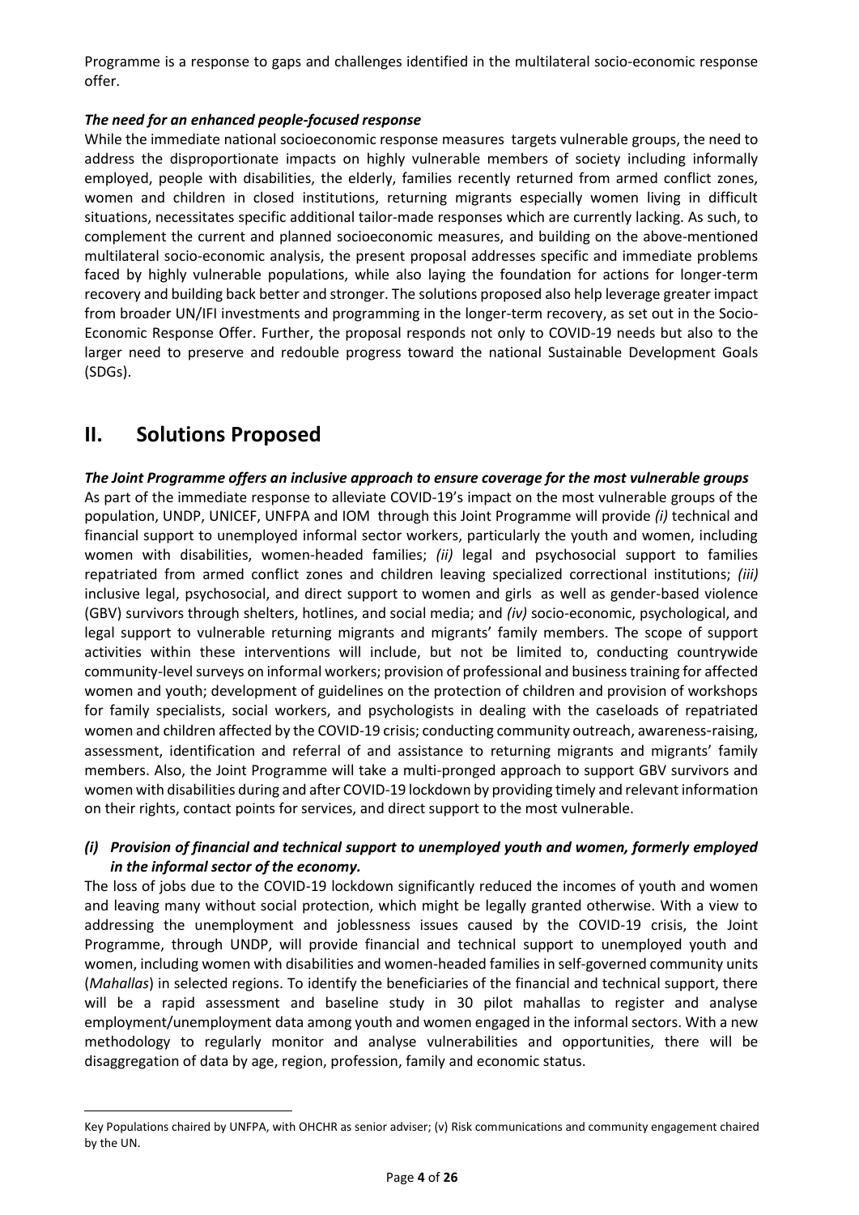Programme is a response to gaps and challenges identified in the multilateral socio-economic response offer.

***The need for an enhanced people-focused response***

While the immediate national socioeconomic response measures targets vulnerable groups, the need to address the disproportionate impacts on highly vulnerable members of society including informally employed, people with disabilities, the elderly, families recently returned from armed conflict zones, women and children in closed institutions, returning migrants especially women living in difficult situations, necessitates specific additional tailor-made responses which are currently lacking. As such, to complement the current and planned socioeconomic measures, and building on the above-mentioned multilateral socio-economic analysis, the present proposal addresses specific and immediate problems faced by highly vulnerable populations, while also laying the foundation for actions for longer-term recovery and building back better and stronger. The solutions proposed also help leverage greater impact from broader UN/IFI investments and programming in the longer-term recovery, as set out in the Socio-Economic Response Offer. Further, the proposal responds not only to COVID-19 needs but also to the larger need to preserve and redouble progress toward the national Sustainable Development Goals (SDGs).

# II. Solutions Proposed

***The Joint Programme offers an inclusive approach to ensure coverage for the most vulnerable groups***

As part of the immediate response to alleviate COVID-19's impact on the most vulnerable groups of the population, UNDP, UNICEF, UNFPA and IOM through this Joint Programme will provide *(i)* technical and financial support to unemployed informal sector workers, particularly the youth and women, including women with disabilities, women-headed families; *(ii)* legal and psychosocial support to families repatriated from armed conflict zones and children leaving specialized correctional institutions; *(iii)* inclusive legal, psychosocial, and direct support to women and girls as well as gender-based violence (GBV) survivors through shelters, hotlines, and social media; and *(iv)* socio-economic, psychological, and legal support to vulnerable returning migrants and migrants' family members. The scope of support activities within these interventions will include, but not be limited to, conducting countrywide community-level surveys on informal workers; provision of professional and business training for affected women and youth; development of guidelines on the protection of children and provision of workshops for family specialists, social workers, and psychologists in dealing with the caseloads of repatriated women and children affected by the COVID-19 crisis; conducting community outreach, awareness-raising, assessment, identification and referral of and assistance to returning migrants and migrants' family members. Also, the Joint Programme will take a multi-pronged approach to support GBV survivors and women with disabilities during and after COVID-19 lockdown by providing timely and relevant information on their rights, contact points for services, and direct support to the most vulnerable.

***(i) Provision of financial and technical support to unemployed youth and women, formerly employed in the informal sector of the economy.***

The loss of jobs due to the COVID-19 lockdown significantly reduced the incomes of youth and women and leaving many without social protection, which might be legally granted otherwise. With a view to addressing the unemployment and joblessness issues caused by the COVID-19 crisis, the Joint Programme, through UNDP, will provide financial and technical support to unemployed youth and women, including women with disabilities and women-headed families in self-governed community units (*Mahallas*) in selected regions. To identify the beneficiaries of the financial and technical support, there will be a rapid assessment and baseline study in 30 pilot mahallas to register and analyse employment/unemployment data among youth and women engaged in the informal sectors. With a new methodology to regularly monitor and analyse vulnerabilities and opportunities, there will be disaggregation of data by age, region, profession, family and economic status.

Key Populations chaired by UNFPA, with OHCHR as senior adviser; (v) Risk communications and community engagement chaired by the UN.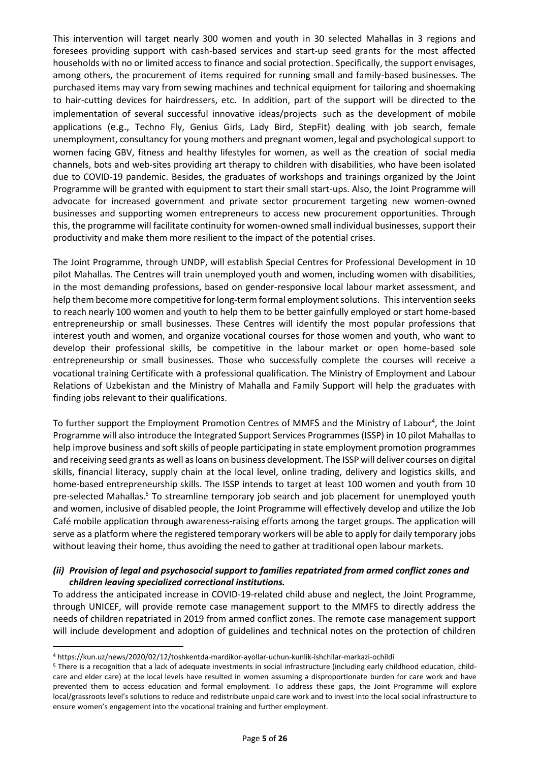This intervention will target nearly 300 women and youth in 30 selected Mahallas in 3 regions and foresees providing support with cash-based services and start-up seed grants for the most affected households with no or limited access to finance and social protection. Specifically, the support envisages, among others, the procurement of items required for running small and family-based businesses. The purchased items may vary from sewing machines and technical equipment for tailoring and shoemaking to hair-cutting devices for hairdressers, etc. In addition, part of the support will be directed to the implementation of several successful innovative ideas/projects such as the development of mobile applications (e.g., Techno Fly, Genius Girls, Lady Bird, StepFit) dealing with job search, female unemployment, consultancy for young mothers and pregnant women, legal and psychological support to women facing GBV, fitness and healthy lifestyles for women, as well as the creation of social media channels, bots and web-sites providing art therapy to children with disabilities, who have been isolated due to COVID-19 pandemic. Besides, the graduates of workshops and trainings organized by the Joint Programme will be granted with equipment to start their small start-ups. Also, the Joint Programme will advocate for increased government and private sector procurement targeting new women-owned businesses and supporting women entrepreneurs to access new procurement opportunities. Through this, the programme will facilitate continuity for women-owned small individual businesses, support their productivity and make them more resilient to the impact of the potential crises.

The Joint Programme, through UNDP, will establish Special Centres for Professional Development in 10 pilot Mahallas. The Centres will train unemployed youth and women, including women with disabilities, in the most demanding professions, based on gender-responsive local labour market assessment, and help them become more competitive for long-term formal employment solutions. This intervention seeks to reach nearly 100 women and youth to help them to be better gainfully employed or start home-based entrepreneurship or small businesses. These Centres will identify the most popular professions that interest youth and women, and organize vocational courses for those women and youth, who want to develop their professional skills, be competitive in the labour market or open home-based sole entrepreneurship or small businesses. Those who successfully complete the courses will receive a vocational training Certificate with a professional qualification. The Ministry of Employment and Labour Relations of Uzbekistan and the Ministry of Mahalla and Family Support will help the graduates with finding jobs relevant to their qualifications.

To further support the Employment Promotion Centres of MMFS and the Ministry of Labour[4], the Joint Programme will also introduce the Integrated Support Services Programmes (ISSP) in 10 pilot Mahallas to help improve business and soft skills of people participating in state employment promotion programmes and receiving seed grants as well as loans on business development. The ISSP will deliver courses on digital skills, financial literacy, supply chain at the local level, online trading, delivery and logistics skills, and home-based entrepreneurship skills. The ISSP intends to target at least 100 women and youth from 10 pre-selected Mahallas.[5] To streamline temporary job search and job placement for unemployed youth and women, inclusive of disabled people, the Joint Programme will effectively develop and utilize the Job Café mobile application through awareness-raising efforts among the target groups. The application will serve as a platform where the registered temporary workers will be able to apply for daily temporary jobs without leaving their home, thus avoiding the need to gather at traditional open labour markets.

***(ii) Provision of legal and psychosocial support to families repatriated from armed conflict zones and children leaving specialized correctional institutions.***

To address the anticipated increase in COVID-19-related child abuse and neglect, the Joint Programme, through UNICEF, will provide remote case management support to the MMFS to directly address the needs of children repatriated in 2019 from armed conflict zones. The remote case management support will include development and adoption of guidelines and technical notes on the protection of children

---

[4] https://kun.uz/news/2020/02/12/toshkentda-mardikor-ayollar-uchun-kunlik-ishchilar-markazi-ochildi

[5] There is a recognition that a lack of adequate investments in social infrastructure (including early childhood education, child-care and elder care) at the local levels have resulted in women assuming a disproportionate burden for care work and have prevented them to access education and formal employment. To address these gaps, the Joint Programme will explore local/grassroots level's solutions to reduce and redistribute unpaid care work and to invest into the local social infrastructure to ensure women's engagement into the vocational training and further employment.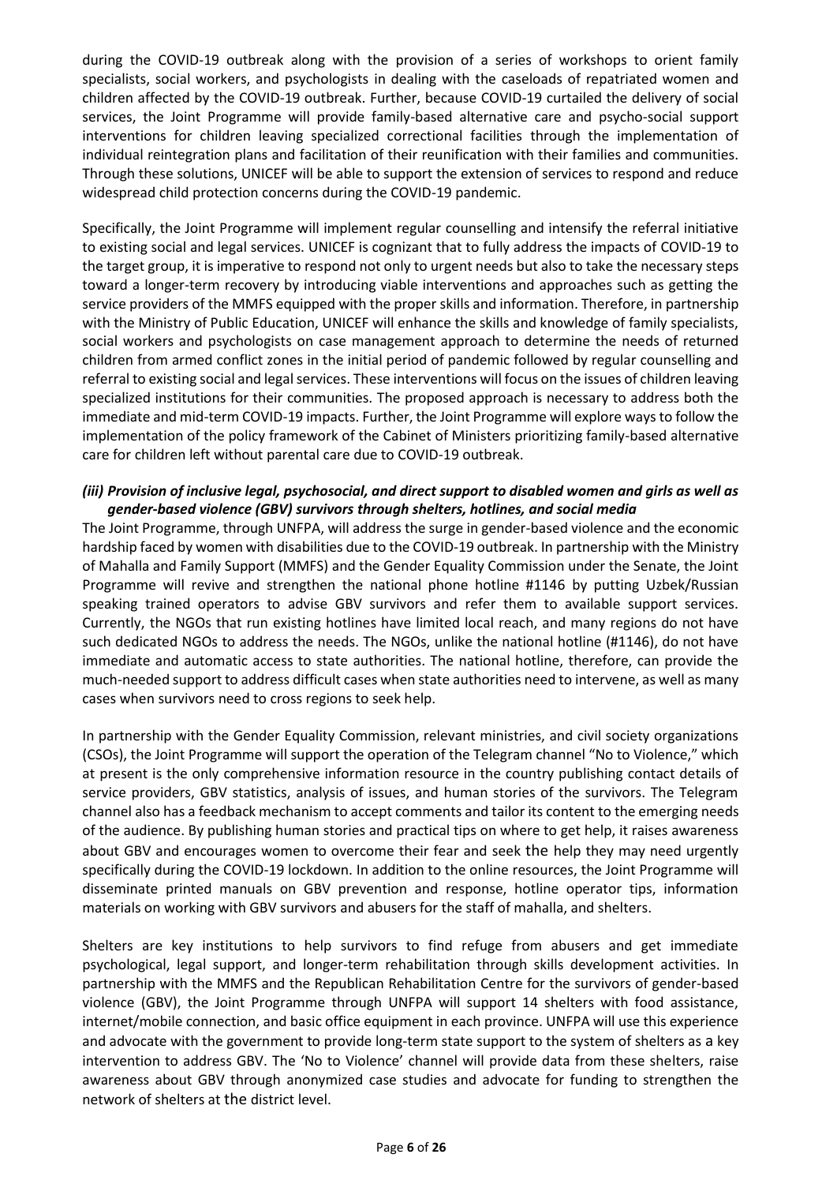during the COVID-19 outbreak along with the provision of a series of workshops to orient family specialists, social workers, and psychologists in dealing with the caseloads of repatriated women and children affected by the COVID-19 outbreak. Further, because COVID-19 curtailed the delivery of social services, the Joint Programme will provide family-based alternative care and psycho-social support interventions for children leaving specialized correctional facilities through the implementation of individual reintegration plans and facilitation of their reunification with their families and communities. Through these solutions, UNICEF will be able to support the extension of services to respond and reduce widespread child protection concerns during the COVID-19 pandemic.

Specifically, the Joint Programme will implement regular counselling and intensify the referral initiative to existing social and legal services. UNICEF is cognizant that to fully address the impacts of COVID-19 to the target group, it is imperative to respond not only to urgent needs but also to take the necessary steps toward a longer-term recovery by introducing viable interventions and approaches such as getting the service providers of the MMFS equipped with the proper skills and information. Therefore, in partnership with the Ministry of Public Education, UNICEF will enhance the skills and knowledge of family specialists, social workers and psychologists on case management approach to determine the needs of returned children from armed conflict zones in the initial period of pandemic followed by regular counselling and referral to existing social and legal services. These interventions will focus on the issues of children leaving specialized institutions for their communities. The proposed approach is necessary to address both the immediate and mid-term COVID-19 impacts. Further, the Joint Programme will explore ways to follow the implementation of the policy framework of the Cabinet of Ministers prioritizing family-based alternative care for children left without parental care due to COVID-19 outbreak.

***(iii) Provision of inclusive legal, psychosocial, and direct support to disabled women and girls as well as gender-based violence (GBV) survivors through shelters, hotlines, and social media***

The Joint Programme, through UNFPA, will address the surge in gender-based violence and the economic hardship faced by women with disabilities due to the COVID-19 outbreak. In partnership with the Ministry of Mahalla and Family Support (MMFS) and the Gender Equality Commission under the Senate, the Joint Programme will revive and strengthen the national phone hotline #1146 by putting Uzbek/Russian speaking trained operators to advise GBV survivors and refer them to available support services. Currently, the NGOs that run existing hotlines have limited local reach, and many regions do not have such dedicated NGOs to address the needs. The NGOs, unlike the national hotline (#1146), do not have immediate and automatic access to state authorities. The national hotline, therefore, can provide the much-needed support to address difficult cases when state authorities need to intervene, as well as many cases when survivors need to cross regions to seek help.

In partnership with the Gender Equality Commission, relevant ministries, and civil society organizations (CSOs), the Joint Programme will support the operation of the Telegram channel "No to Violence," which at present is the only comprehensive information resource in the country publishing contact details of service providers, GBV statistics, analysis of issues, and human stories of the survivors. The Telegram channel also has a feedback mechanism to accept comments and tailor its content to the emerging needs of the audience. By publishing human stories and practical tips on where to get help, it raises awareness about GBV and encourages women to overcome their fear and seek the help they may need urgently specifically during the COVID-19 lockdown. In addition to the online resources, the Joint Programme will disseminate printed manuals on GBV prevention and response, hotline operator tips, information materials on working with GBV survivors and abusers for the staff of mahalla, and shelters.

Shelters are key institutions to help survivors to find refuge from abusers and get immediate psychological, legal support, and longer-term rehabilitation through skills development activities. In partnership with the MMFS and the Republican Rehabilitation Centre for the survivors of gender-based violence (GBV), the Joint Programme through UNFPA will support 14 shelters with food assistance, internet/mobile connection, and basic office equipment in each province. UNFPA will use this experience and advocate with the government to provide long-term state support to the system of shelters as a key intervention to address GBV. The 'No to Violence' channel will provide data from these shelters, raise awareness about GBV through anonymized case studies and advocate for funding to strengthen the network of shelters at the district level.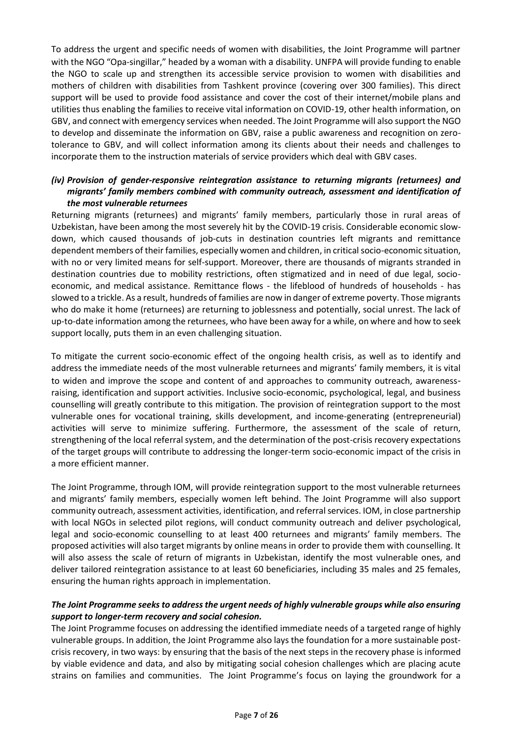To address the urgent and specific needs of women with disabilities, the Joint Programme will partner with the NGO "Opa-singillar," headed by a woman with a disability. UNFPA will provide funding to enable the NGO to scale up and strengthen its accessible service provision to women with disabilities and mothers of children with disabilities from Tashkent province (covering over 300 families). This direct support will be used to provide food assistance and cover the cost of their internet/mobile plans and utilities thus enabling the families to receive vital information on COVID-19, other health information, on GBV, and connect with emergency services when needed. The Joint Programme will also support the NGO to develop and disseminate the information on GBV, raise a public awareness and recognition on zero-tolerance to GBV, and will collect information among its clients about their needs and challenges to incorporate them to the instruction materials of service providers which deal with GBV cases.

### *(iv) Provision of gender-responsive reintegration assistance to returning migrants (returnees) and migrants' family members combined with community outreach, assessment and identification of the most vulnerable returnees*

Returning migrants (returnees) and migrants' family members, particularly those in rural areas of Uzbekistan, have been among the most severely hit by the COVID-19 crisis. Considerable economic slow-down, which caused thousands of job-cuts in destination countries left migrants and remittance dependent members of their families, especially women and children, in critical socio-economic situation, with no or very limited means for self-support. Moreover, there are thousands of migrants stranded in destination countries due to mobility restrictions, often stigmatized and in need of due legal, socio-economic, and medical assistance. Remittance flows - the lifeblood of hundreds of households - has slowed to a trickle. As a result, hundreds of families are now in danger of extreme poverty. Those migrants who do make it home (returnees) are returning to joblessness and potentially, social unrest. The lack of up-to-date information among the returnees, who have been away for a while, on where and how to seek support locally, puts them in an even challenging situation.

To mitigate the current socio-economic effect of the ongoing health crisis, as well as to identify and address the immediate needs of the most vulnerable returnees and migrants' family members, it is vital to widen and improve the scope and content of and approaches to community outreach, awareness-raising, identification and support activities. Inclusive socio-economic, psychological, legal, and business counselling will greatly contribute to this mitigation. The provision of reintegration support to the most vulnerable ones for vocational training, skills development, and income-generating (entrepreneurial) activities will serve to minimize suffering. Furthermore, the assessment of the scale of return, strengthening of the local referral system, and the determination of the post-crisis recovery expectations of the target groups will contribute to addressing the longer-term socio-economic impact of the crisis in a more efficient manner.

The Joint Programme, through IOM, will provide reintegration support to the most vulnerable returnees and migrants' family members, especially women left behind. The Joint Programme will also support community outreach, assessment activities, identification, and referral services. IOM, in close partnership with local NGOs in selected pilot regions, will conduct community outreach and deliver psychological, legal and socio-economic counselling to at least 400 returnees and migrants' family members. The proposed activities will also target migrants by online means in order to provide them with counselling. It will also assess the scale of return of migrants in Uzbekistan, identify the most vulnerable ones, and deliver tailored reintegration assistance to at least 60 beneficiaries, including 35 males and 25 females, ensuring the human rights approach in implementation.

### *The Joint Programme seeks to address the urgent needs of highly vulnerable groups while also ensuring support to longer-term recovery and social cohesion.*

The Joint Programme focuses on addressing the identified immediate needs of a targeted range of highly vulnerable groups. In addition, the Joint Programme also lays the foundation for a more sustainable post-crisis recovery, in two ways: by ensuring that the basis of the next steps in the recovery phase is informed by viable evidence and data, and also by mitigating social cohesion challenges which are placing acute strains on families and communities. The Joint Programme's focus on laying the groundwork for a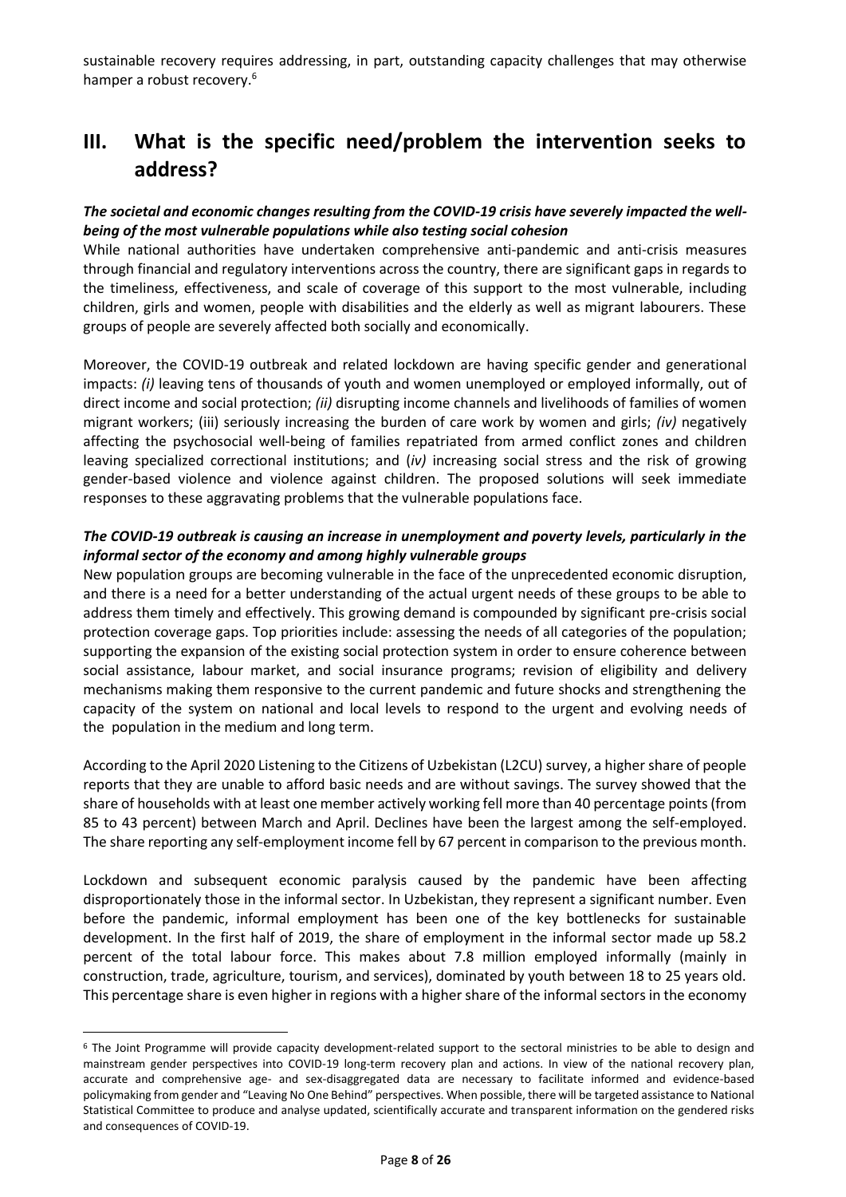sustainable recovery requires addressing, in part, outstanding capacity challenges that may otherwise hamper a robust recovery.[6]

## III. What is the specific need/problem the intervention seeks to address?

***The societal and economic changes resulting from the COVID-19 crisis have severely impacted the well-being of the most vulnerable populations while also testing social cohesion***

While national authorities have undertaken comprehensive anti-pandemic and anti-crisis measures through financial and regulatory interventions across the country, there are significant gaps in regards to the timeliness, effectiveness, and scale of coverage of this support to the most vulnerable, including children, girls and women, people with disabilities and the elderly as well as migrant labourers. These groups of people are severely affected both socially and economically.

Moreover, the COVID-19 outbreak and related lockdown are having specific gender and generational impacts: *(i)* leaving tens of thousands of youth and women unemployed or employed informally, out of direct income and social protection; *(ii)* disrupting income channels and livelihoods of families of women migrant workers; (iii) seriously increasing the burden of care work by women and girls; *(iv)* negatively affecting the psychosocial well-being of families repatriated from armed conflict zones and children leaving specialized correctional institutions; and (*iv)* increasing social stress and the risk of growing gender-based violence and violence against children. The proposed solutions will seek immediate responses to these aggravating problems that the vulnerable populations face.

***The COVID-19 outbreak is causing an increase in unemployment and poverty levels, particularly in the informal sector of the economy and among highly vulnerable groups***

New population groups are becoming vulnerable in the face of the unprecedented economic disruption, and there is a need for a better understanding of the actual urgent needs of these groups to be able to address them timely and effectively. This growing demand is compounded by significant pre-crisis social protection coverage gaps. Top priorities include: assessing the needs of all categories of the population; supporting the expansion of the existing social protection system in order to ensure coherence between social assistance, labour market, and social insurance programs; revision of eligibility and delivery mechanisms making them responsive to the current pandemic and future shocks and strengthening the capacity of the system on national and local levels to respond to the urgent and evolving needs of the population in the medium and long term.

According to the April 2020 Listening to the Citizens of Uzbekistan (L2CU) survey, a higher share of people reports that they are unable to afford basic needs and are without savings. The survey showed that the share of households with at least one member actively working fell more than 40 percentage points (from 85 to 43 percent) between March and April. Declines have been the largest among the self-employed. The share reporting any self-employment income fell by 67 percent in comparison to the previous month.

Lockdown and subsequent economic paralysis caused by the pandemic have been affecting disproportionately those in the informal sector. In Uzbekistan, they represent a significant number. Even before the pandemic, informal employment has been one of the key bottlenecks for sustainable development. In the first half of 2019, the share of employment in the informal sector made up 58.2 percent of the total labour force. This makes about 7.8 million employed informally (mainly in construction, trade, agriculture, tourism, and services), dominated by youth between 18 to 25 years old. This percentage share is even higher in regions with a higher share of the informal sectors in the economy

---

[6] The Joint Programme will provide capacity development-related support to the sectoral ministries to be able to design and mainstream gender perspectives into COVID-19 long-term recovery plan and actions. In view of the national recovery plan, accurate and comprehensive age- and sex-disaggregated data are necessary to facilitate informed and evidence-based policymaking from gender and "Leaving No One Behind" perspectives. When possible, there will be targeted assistance to National Statistical Committee to produce and analyse updated, scientifically accurate and transparent information on the gendered risks and consequences of COVID-19.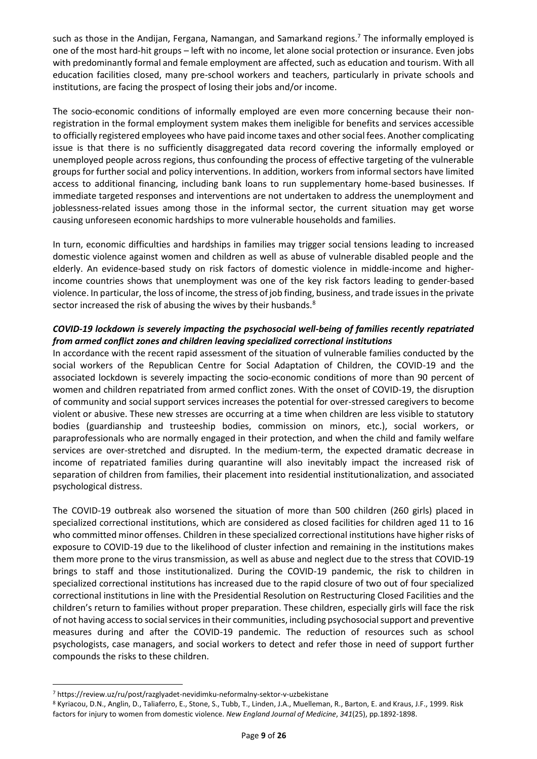such as those in the Andijan, Fergana, Namangan, and Samarkand regions.[7] The informally employed is one of the most hard-hit groups – left with no income, let alone social protection or insurance. Even jobs with predominantly formal and female employment are affected, such as education and tourism. With all education facilities closed, many pre-school workers and teachers, particularly in private schools and institutions, are facing the prospect of losing their jobs and/or income.

The socio-economic conditions of informally employed are even more concerning because their non-registration in the formal employment system makes them ineligible for benefits and services accessible to officially registered employees who have paid income taxes and other social fees. Another complicating issue is that there is no sufficiently disaggregated data record covering the informally employed or unemployed people across regions, thus confounding the process of effective targeting of the vulnerable groups for further social and policy interventions. In addition, workers from informal sectors have limited access to additional financing, including bank loans to run supplementary home-based businesses. If immediate targeted responses and interventions are not undertaken to address the unemployment and joblessness-related issues among those in the informal sector, the current situation may get worse causing unforeseen economic hardships to more vulnerable households and families.

In turn, economic difficulties and hardships in families may trigger social tensions leading to increased domestic violence against women and children as well as abuse of vulnerable disabled people and the elderly. An evidence-based study on risk factors of domestic violence in middle-income and higher-income countries shows that unemployment was one of the key risk factors leading to gender-based violence. In particular, the loss of income, the stress of job finding, business, and trade issues in the private sector increased the risk of abusing the wives by their husbands.[8]

***COVID-19 lockdown is severely impacting the psychosocial well-being of families recently repatriated from armed conflict zones and children leaving specialized correctional institutions***

In accordance with the recent rapid assessment of the situation of vulnerable families conducted by the social workers of the Republican Centre for Social Adaptation of Children, the COVID-19 and the associated lockdown is severely impacting the socio-economic conditions of more than 90 percent of women and children repatriated from armed conflict zones. With the onset of COVID-19, the disruption of community and social support services increases the potential for over-stressed caregivers to become violent or abusive. These new stresses are occurring at a time when children are less visible to statutory bodies (guardianship and trusteeship bodies, commission on minors, etc.), social workers, or paraprofessionals who are normally engaged in their protection, and when the child and family welfare services are over-stretched and disrupted. In the medium-term, the expected dramatic decrease in income of repatriated families during quarantine will also inevitably impact the increased risk of separation of children from families, their placement into residential institutionalization, and associated psychological distress.

The COVID-19 outbreak also worsened the situation of more than 500 children (260 girls) placed in specialized correctional institutions, which are considered as closed facilities for children aged 11 to 16 who committed minor offenses. Children in these specialized correctional institutions have higher risks of exposure to COVID-19 due to the likelihood of cluster infection and remaining in the institutions makes them more prone to the virus transmission, as well as abuse and neglect due to the stress that COVID-19 brings to staff and those institutionalized. During the COVID-19 pandemic, the risk to children in specialized correctional institutions has increased due to the rapid closure of two out of four specialized correctional institutions in line with the Presidential Resolution on Restructuring Closed Facilities and the children's return to families without proper preparation. These children, especially girls will face the risk of not having access to social services in their communities, including psychosocial support and preventive measures during and after the COVID-19 pandemic. The reduction of resources such as school psychologists, case managers, and social workers to detect and refer those in need of support further compounds the risks to these children.

---

[7] https://review.uz/ru/post/razglyadet-nevidimku-neformalny-sektor-v-uzbekistane

[8] Kyriacou, D.N., Anglin, D., Taliaferro, E., Stone, S., Tubb, T., Linden, J.A., Muelleman, R., Barton, E. and Kraus, J.F., 1999. Risk factors for injury to women from domestic violence. *New England Journal of Medicine*, *341*(25), pp.1892-1898.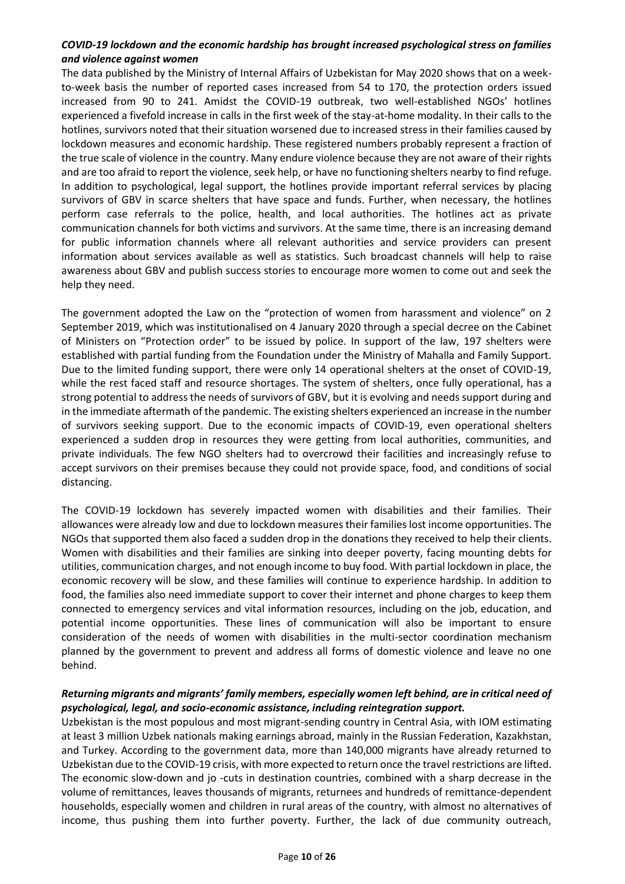***COVID-19 lockdown and the economic hardship has brought increased psychological stress on families and violence against women***

The data published by the Ministry of Internal Affairs of Uzbekistan for May 2020 shows that on a week-to-week basis the number of reported cases increased from 54 to 170, the protection orders issued increased from 90 to 241. Amidst the COVID-19 outbreak, two well-established NGOs' hotlines experienced a fivefold increase in calls in the first week of the stay-at-home modality. In their calls to the hotlines, survivors noted that their situation worsened due to increased stress in their families caused by lockdown measures and economic hardship. These registered numbers probably represent a fraction of the true scale of violence in the country. Many endure violence because they are not aware of their rights and are too afraid to report the violence, seek help, or have no functioning shelters nearby to find refuge. In addition to psychological, legal support, the hotlines provide important referral services by placing survivors of GBV in scarce shelters that have space and funds. Further, when necessary, the hotlines perform case referrals to the police, health, and local authorities. The hotlines act as private communication channels for both victims and survivors. At the same time, there is an increasing demand for public information channels where all relevant authorities and service providers can present information about services available as well as statistics. Such broadcast channels will help to raise awareness about GBV and publish success stories to encourage more women to come out and seek the help they need.

The government adopted the Law on the "protection of women from harassment and violence" on 2 September 2019, which was institutionalised on 4 January 2020 through a special decree on the Cabinet of Ministers on "Protection order" to be issued by police. In support of the law, 197 shelters were established with partial funding from the Foundation under the Ministry of Mahalla and Family Support. Due to the limited funding support, there were only 14 operational shelters at the onset of COVID-19, while the rest faced staff and resource shortages. The system of shelters, once fully operational, has a strong potential to address the needs of survivors of GBV, but it is evolving and needs support during and in the immediate aftermath of the pandemic. The existing shelters experienced an increase in the number of survivors seeking support. Due to the economic impacts of COVID-19, even operational shelters experienced a sudden drop in resources they were getting from local authorities, communities, and private individuals. The few NGO shelters had to overcrowd their facilities and increasingly refuse to accept survivors on their premises because they could not provide space, food, and conditions of social distancing.

The COVID-19 lockdown has severely impacted women with disabilities and their families. Their allowances were already low and due to lockdown measures their families lost income opportunities. The NGOs that supported them also faced a sudden drop in the donations they received to help their clients. Women with disabilities and their families are sinking into deeper poverty, facing mounting debts for utilities, communication charges, and not enough income to buy food. With partial lockdown in place, the economic recovery will be slow, and these families will continue to experience hardship. In addition to food, the families also need immediate support to cover their internet and phone charges to keep them connected to emergency services and vital information resources, including on the job, education, and potential income opportunities. These lines of communication will also be important to ensure consideration of the needs of women with disabilities in the multi-sector coordination mechanism planned by the government to prevent and address all forms of domestic violence and leave no one behind.

***Returning migrants and migrants' family members, especially women left behind, are in critical need of psychological, legal, and socio-economic assistance, including reintegration support.***

Uzbekistan is the most populous and most migrant-sending country in Central Asia, with IOM estimating at least 3 million Uzbek nationals making earnings abroad, mainly in the Russian Federation, Kazakhstan, and Turkey. According to the government data, more than 140,000 migrants have already returned to Uzbekistan due to the COVID-19 crisis, with more expected to return once the travel restrictions are lifted. The economic slow-down and jo -cuts in destination countries, combined with a sharp decrease in the volume of remittances, leaves thousands of migrants, returnees and hundreds of remittance-dependent households, especially women and children in rural areas of the country, with almost no alternatives of income, thus pushing them into further poverty. Further, the lack of due community outreach,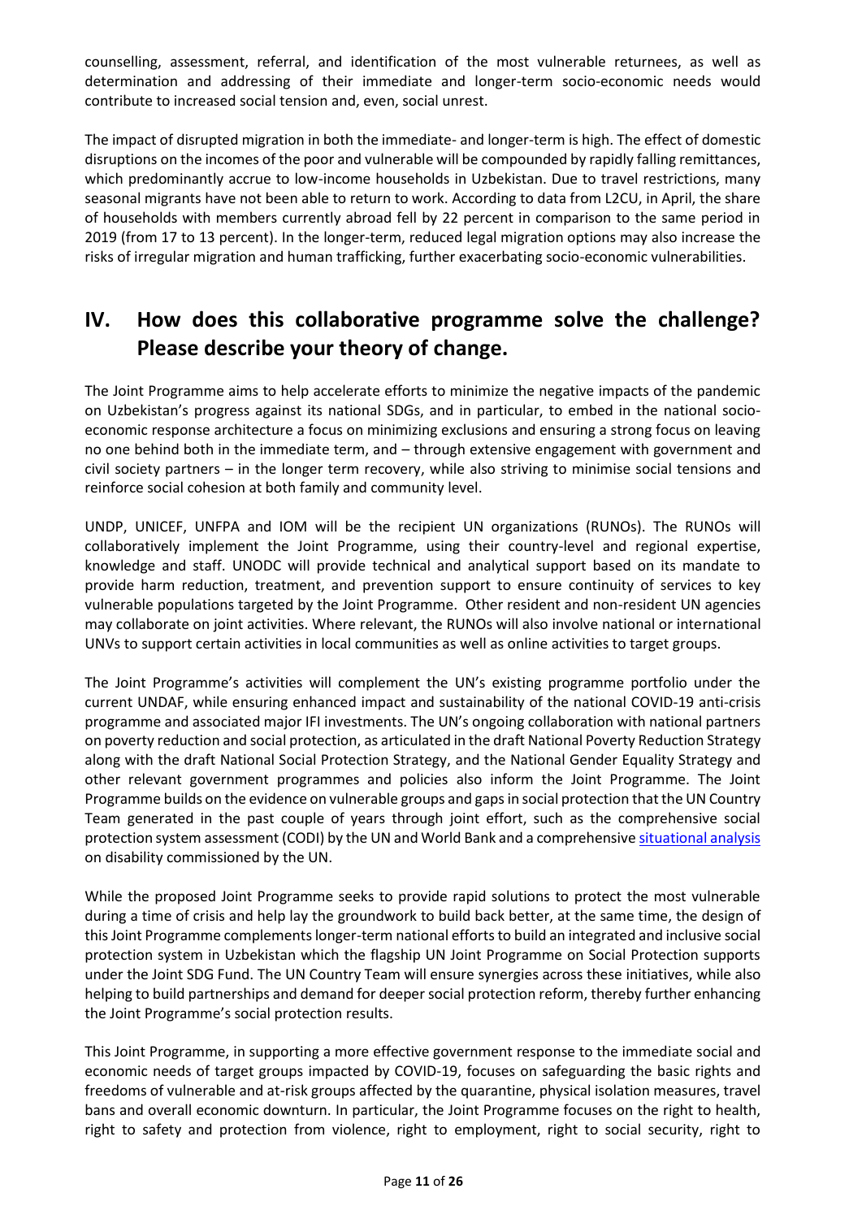counselling, assessment, referral, and identification of the most vulnerable returnees, as well as determination and addressing of their immediate and longer-term socio-economic needs would contribute to increased social tension and, even, social unrest.

The impact of disrupted migration in both the immediate- and longer-term is high. The effect of domestic disruptions on the incomes of the poor and vulnerable will be compounded by rapidly falling remittances, which predominantly accrue to low-income households in Uzbekistan. Due to travel restrictions, many seasonal migrants have not been able to return to work. According to data from L2CU, in April, the share of households with members currently abroad fell by 22 percent in comparison to the same period in 2019 (from 17 to 13 percent). In the longer-term, reduced legal migration options may also increase the risks of irregular migration and human trafficking, further exacerbating socio-economic vulnerabilities.

## IV. How does this collaborative programme solve the challenge? Please describe your theory of change.

The Joint Programme aims to help accelerate efforts to minimize the negative impacts of the pandemic on Uzbekistan's progress against its national SDGs, and in particular, to embed in the national socio-economic response architecture a focus on minimizing exclusions and ensuring a strong focus on leaving no one behind both in the immediate term, and – through extensive engagement with government and civil society partners – in the longer term recovery, while also striving to minimise social tensions and reinforce social cohesion at both family and community level.

UNDP, UNICEF, UNFPA and IOM will be the recipient UN organizations (RUNOs). The RUNOs will collaboratively implement the Joint Programme, using their country-level and regional expertise, knowledge and staff. UNODC will provide technical and analytical support based on its mandate to provide harm reduction, treatment, and prevention support to ensure continuity of services to key vulnerable populations targeted by the Joint Programme. Other resident and non-resident UN agencies may collaborate on joint activities. Where relevant, the RUNOs will also involve national or international UNVs to support certain activities in local communities as well as online activities to target groups.

The Joint Programme's activities will complement the UN's existing programme portfolio under the current UNDAF, while ensuring enhanced impact and sustainability of the national COVID-19 anti-crisis programme and associated major IFI investments. The UN's ongoing collaboration with national partners on poverty reduction and social protection, as articulated in the draft National Poverty Reduction Strategy along with the draft National Social Protection Strategy, and the National Gender Equality Strategy and other relevant government programmes and policies also inform the Joint Programme. The Joint Programme builds on the evidence on vulnerable groups and gaps in social protection that the UN Country Team generated in the past couple of years through joint effort, such as the comprehensive social protection system assessment (CODI) by the UN and World Bank and a comprehensive situational analysis on disability commissioned by the UN.

While the proposed Joint Programme seeks to provide rapid solutions to protect the most vulnerable during a time of crisis and help lay the groundwork to build back better, at the same time, the design of this Joint Programme complements longer-term national efforts to build an integrated and inclusive social protection system in Uzbekistan which the flagship UN Joint Programme on Social Protection supports under the Joint SDG Fund. The UN Country Team will ensure synergies across these initiatives, while also helping to build partnerships and demand for deeper social protection reform, thereby further enhancing the Joint Programme's social protection results.

This Joint Programme, in supporting a more effective government response to the immediate social and economic needs of target groups impacted by COVID-19, focuses on safeguarding the basic rights and freedoms of vulnerable and at-risk groups affected by the quarantine, physical isolation measures, travel bans and overall economic downturn. In particular, the Joint Programme focuses on the right to health, right to safety and protection from violence, right to employment, right to social security, right to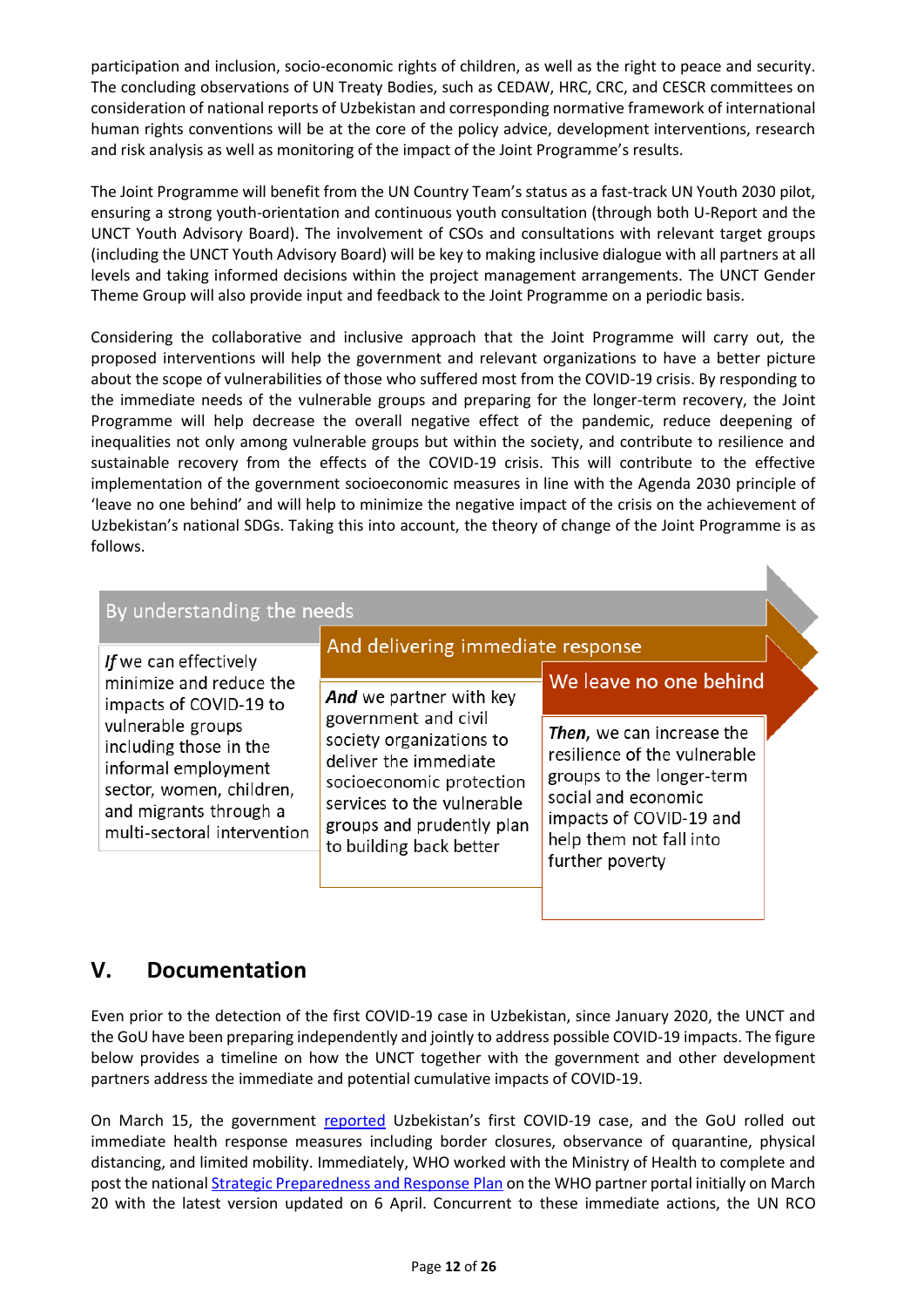participation and inclusion, socio-economic rights of children, as well as the right to peace and security. The concluding observations of UN Treaty Bodies, such as CEDAW, HRC, CRC, and CESCR committees on consideration of national reports of Uzbekistan and corresponding normative framework of international human rights conventions will be at the core of the policy advice, development interventions, research and risk analysis as well as monitoring of the impact of the Joint Programme's results.

The Joint Programme will benefit from the UN Country Team's status as a fast-track UN Youth 2030 pilot, ensuring a strong youth-orientation and continuous youth consultation (through both U-Report and the UNCT Youth Advisory Board). The involvement of CSOs and consultations with relevant target groups (including the UNCT Youth Advisory Board) will be key to making inclusive dialogue with all partners at all levels and taking informed decisions within the project management arrangements. The UNCT Gender Theme Group will also provide input and feedback to the Joint Programme on a periodic basis.

Considering the collaborative and inclusive approach that the Joint Programme will carry out, the proposed interventions will help the government and relevant organizations to have a better picture about the scope of vulnerabilities of those who suffered most from the COVID-19 crisis. By responding to the immediate needs of the vulnerable groups and preparing for the longer-term recovery, the Joint Programme will help decrease the overall negative effect of the pandemic, reduce deepening of inequalities not only among vulnerable groups but within the society, and contribute to resilience and sustainable recovery from the effects of the COVID-19 crisis. This will contribute to the effective implementation of the government socioeconomic measures in line with the Agenda 2030 principle of 'leave no one behind' and will help to minimize the negative impact of the crisis on the achievement of Uzbekistan's national SDGs. Taking this into account, the theory of change of the Joint Programme is as follows.

| By understanding the needs | And delivering immediate response | We leave no one behind |
|---|---|---|
| ***If*** we can effectively minimize and reduce the impacts of COVID-19 to vulnerable groups including those in the informal employment sector, women, children, and migrants through a multi-sectoral intervention | ***And*** we partner with key government and civil society organizations to deliver the immediate socioeconomic protection services to the vulnerable groups and prudently plan to building back better | ***Then***, we can increase the resilience of the vulnerable groups to the longer-term social and economic impacts of COVID-19 and help them not fall into further poverty |

## V. Documentation

Even prior to the detection of the first COVID-19 case in Uzbekistan, since January 2020, the UNCT and the GoU have been preparing independently and jointly to address possible COVID-19 impacts. The figure below provides a timeline on how the UNCT together with the government and other development partners address the immediate and potential cumulative impacts of COVID-19.

On March 15, the government reported Uzbekistan's first COVID-19 case, and the GoU rolled out immediate health response measures including border closures, observance of quarantine, physical distancing, and limited mobility. Immediately, WHO worked with the Ministry of Health to complete and post the national Strategic Preparedness and Response Plan on the WHO partner portal initially on March 20 with the latest version updated on 6 April. Concurrent to these immediate actions, the UN RCO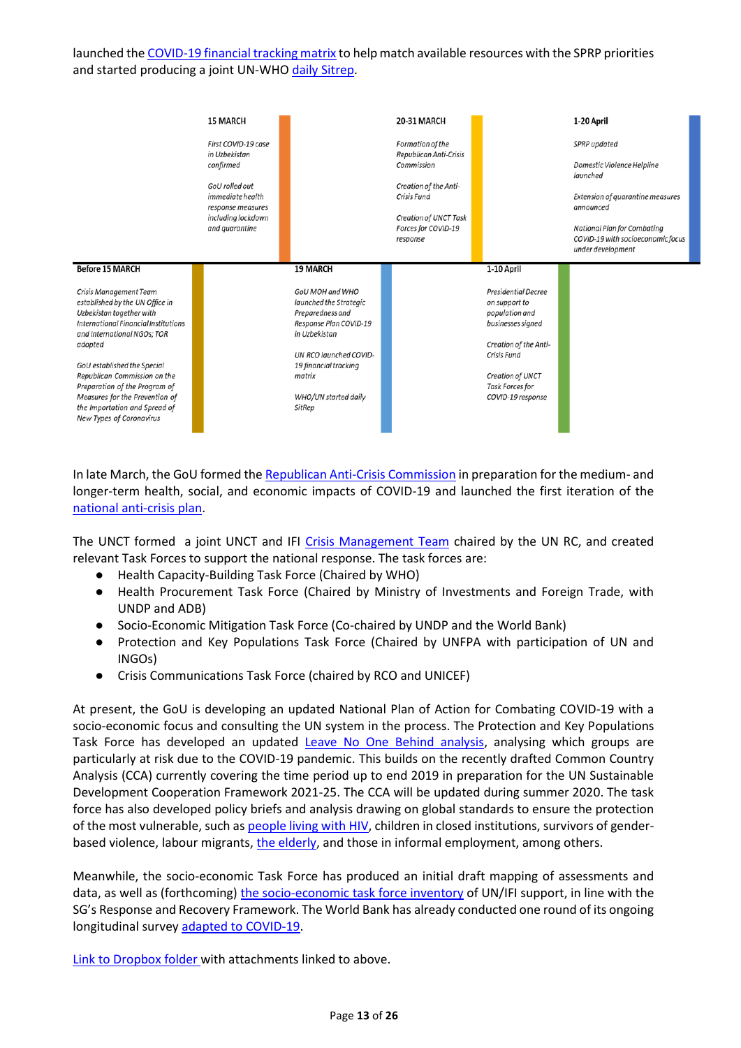launched the COVID-19 financial tracking matrix to help match available resources with the SPRP priorities and started producing a joint UN-WHO daily Sitrep.

**Before 15 MARCH**

*Crisis Management Team established by the UN Office in Uzbekistan together with International Financial Institutions and International NGOs; TOR adopted*

*GoU established the Special Republican Commission on the Preparation of the Program of Measures for the Prevention of the Importation and Spread of New Types of Coronavirus*

**15 MARCH**

*First COVID-19 case in Uzbekistan confirmed*

*GoU rolled out immediate health response measures including lockdown and quarantine*

**19 MARCH**

*GoU MOH and WHO launched the Strategic Preparedness and Response Plan COVID-19 in Uzbekistan*

*UN RCO launched COVID-19 financial tracking matrix*

*WHO/UN started daily SitRep*

**20-31 MARCH**

*Formation of the Republican Anti-Crisis Commission*

*Creation of the Anti-Crisis Fund*

*Creation of UNCT Task Forces for COVID-19 response*

**1-10 April**

*Presidential Decree on support to population and businesses signed*

*Creation of the Anti-Crisis Fund*

*Creation of UNCT Task Forces for COVID-19 response*

**1-20 April**

*SPRP updated*

*Domestic Violence Helpline launched*

*Extension of quarantine measures announced*

*National Plan for Combating COVID-19 with socioeconomic focus under development*

In late March, the GoU formed the Republican Anti-Crisis Commission in preparation for the medium- and longer-term health, social, and economic impacts of COVID-19 and launched the first iteration of the national anti-crisis plan.

The UNCT formed a joint UNCT and IFI Crisis Management Team chaired by the UN RC, and created relevant Task Forces to support the national response. The task forces are:

- Health Capacity-Building Task Force (Chaired by WHO)
- Health Procurement Task Force (Chaired by Ministry of Investments and Foreign Trade, with UNDP and ADB)
- Socio-Economic Mitigation Task Force (Co-chaired by UNDP and the World Bank)
- Protection and Key Populations Task Force (Chaired by UNFPA with participation of UN and INGOs)
- Crisis Communications Task Force (chaired by RCO and UNICEF)

At present, the GoU is developing an updated National Plan of Action for Combating COVID-19 with a socio-economic focus and consulting the UN system in the process. The Protection and Key Populations Task Force has developed an updated Leave No One Behind analysis, analysing which groups are particularly at risk due to the COVID-19 pandemic. This builds on the recently drafted Common Country Analysis (CCA) currently covering the time period up to end 2019 in preparation for the UN Sustainable Development Cooperation Framework 2021-25. The CCA will be updated during summer 2020. The task force has also developed policy briefs and analysis drawing on global standards to ensure the protection of the most vulnerable, such as people living with HIV, children in closed institutions, survivors of gender-based violence, labour migrants, the elderly, and those in informal employment, among others.

Meanwhile, the socio-economic Task Force has produced an initial draft mapping of assessments and data, as well as (forthcoming) the socio-economic task force inventory of UN/IFI support, in line with the SG's Response and Recovery Framework. The World Bank has already conducted one round of its ongoing longitudinal survey adapted to COVID-19.

Link to Dropbox folder with attachments linked to above.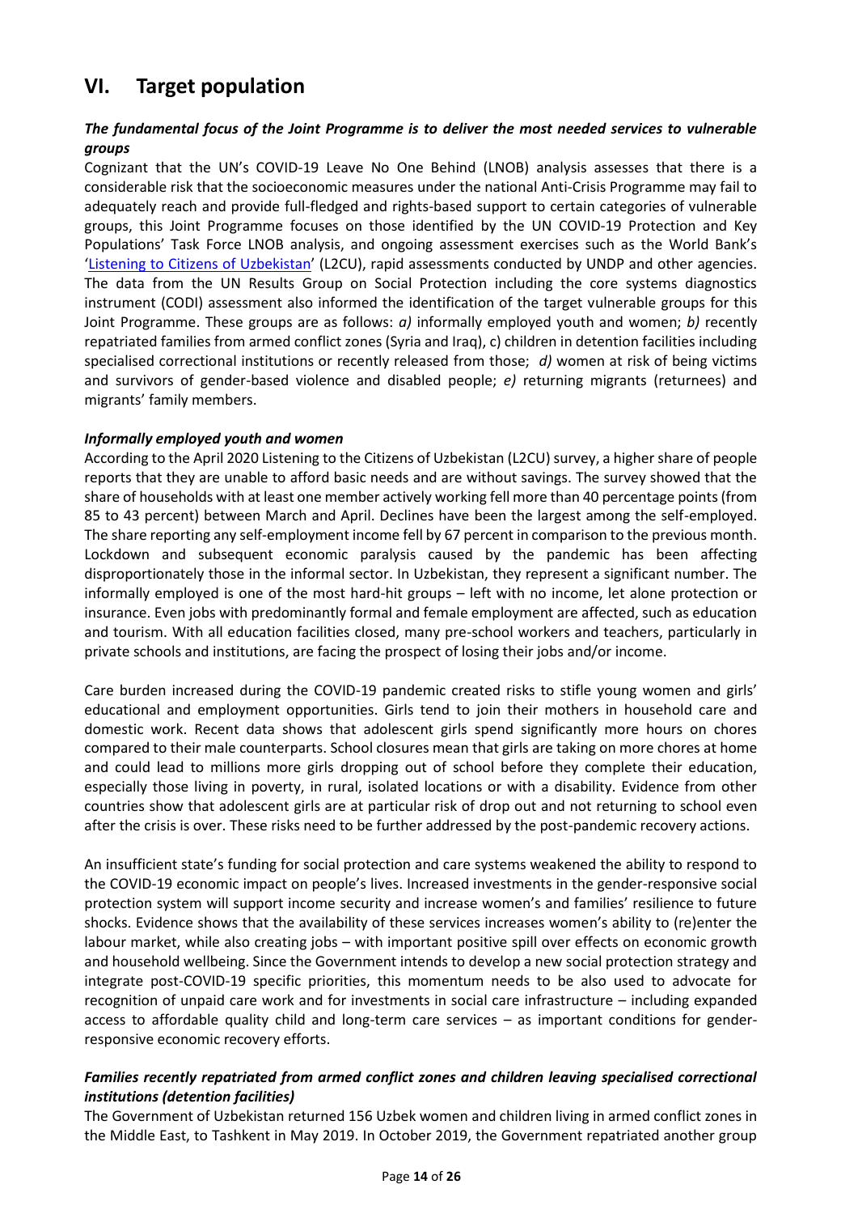## VI. Target population

***The fundamental focus of the Joint Programme is to deliver the most needed services to vulnerable groups***

Cognizant that the UN's COVID-19 Leave No One Behind (LNOB) analysis assesses that there is a considerable risk that the socioeconomic measures under the national Anti-Crisis Programme may fail to adequately reach and provide full-fledged and rights-based support to certain categories of vulnerable groups, this Joint Programme focuses on those identified by the UN COVID-19 Protection and Key Populations' Task Force LNOB analysis, and ongoing assessment exercises such as the World Bank's '[Listening to Citizens of Uzbekistan](#)' (L2CU), rapid assessments conducted by UNDP and other agencies. The data from the UN Results Group on Social Protection including the core systems diagnostics instrument (CODI) assessment also informed the identification of the target vulnerable groups for this Joint Programme. These groups are as follows: *a)* informally employed youth and women; *b)* recently repatriated families from armed conflict zones (Syria and Iraq), c) children in detention facilities including specialised correctional institutions or recently released from those; *d)* women at risk of being victims and survivors of gender-based violence and disabled people; *e)* returning migrants (returnees) and migrants' family members.

***Informally employed youth and women***

According to the April 2020 Listening to the Citizens of Uzbekistan (L2CU) survey, a higher share of people reports that they are unable to afford basic needs and are without savings. The survey showed that the share of households with at least one member actively working fell more than 40 percentage points (from 85 to 43 percent) between March and April. Declines have been the largest among the self-employed. The share reporting any self-employment income fell by 67 percent in comparison to the previous month. Lockdown and subsequent economic paralysis caused by the pandemic has been affecting disproportionately those in the informal sector. In Uzbekistan, they represent a significant number. The informally employed is one of the most hard-hit groups – left with no income, let alone protection or insurance. Even jobs with predominantly formal and female employment are affected, such as education and tourism. With all education facilities closed, many pre-school workers and teachers, particularly in private schools and institutions, are facing the prospect of losing their jobs and/or income.

Care burden increased during the COVID-19 pandemic created risks to stifle young women and girls' educational and employment opportunities. Girls tend to join their mothers in household care and domestic work. Recent data shows that adolescent girls spend significantly more hours on chores compared to their male counterparts. School closures mean that girls are taking on more chores at home and could lead to millions more girls dropping out of school before they complete their education, especially those living in poverty, in rural, isolated locations or with a disability. Evidence from other countries show that adolescent girls are at particular risk of drop out and not returning to school even after the crisis is over. These risks need to be further addressed by the post-pandemic recovery actions.

An insufficient state's funding for social protection and care systems weakened the ability to respond to the COVID-19 economic impact on people's lives. Increased investments in the gender-responsive social protection system will support income security and increase women's and families' resilience to future shocks. Evidence shows that the availability of these services increases women's ability to (re)enter the labour market, while also creating jobs – with important positive spill over effects on economic growth and household wellbeing. Since the Government intends to develop a new social protection strategy and integrate post-COVID-19 specific priorities, this momentum needs to be also used to advocate for recognition of unpaid care work and for investments in social care infrastructure – including expanded access to affordable quality child and long-term care services – as important conditions for gender-responsive economic recovery efforts.

***Families recently repatriated from armed conflict zones and children leaving specialised correctional institutions (detention facilities)***

The Government of Uzbekistan returned 156 Uzbek women and children living in armed conflict zones in the Middle East, to Tashkent in May 2019. In October 2019, the Government repatriated another group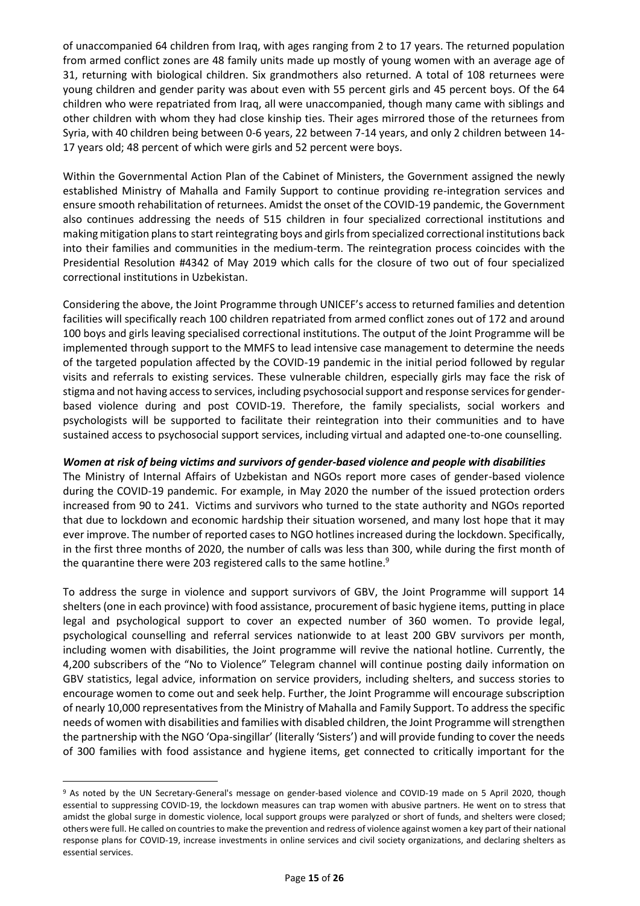of unaccompanied 64 children from Iraq, with ages ranging from 2 to 17 years. The returned population from armed conflict zones are 48 family units made up mostly of young women with an average age of 31, returning with biological children. Six grandmothers also returned. A total of 108 returnees were young children and gender parity was about even with 55 percent girls and 45 percent boys. Of the 64 children who were repatriated from Iraq, all were unaccompanied, though many came with siblings and other children with whom they had close kinship ties. Their ages mirrored those of the returnees from Syria, with 40 children being between 0-6 years, 22 between 7-14 years, and only 2 children between 14-17 years old; 48 percent of which were girls and 52 percent were boys.

Within the Governmental Action Plan of the Cabinet of Ministers, the Government assigned the newly established Ministry of Mahalla and Family Support to continue providing re-integration services and ensure smooth rehabilitation of returnees. Amidst the onset of the COVID-19 pandemic, the Government also continues addressing the needs of 515 children in four specialized correctional institutions and making mitigation plans to start reintegrating boys and girls from specialized correctional institutions back into their families and communities in the medium-term. The reintegration process coincides with the Presidential Resolution #4342 of May 2019 which calls for the closure of two out of four specialized correctional institutions in Uzbekistan.

Considering the above, the Joint Programme through UNICEF's access to returned families and detention facilities will specifically reach 100 children repatriated from armed conflict zones out of 172 and around 100 boys and girls leaving specialised correctional institutions. The output of the Joint Programme will be implemented through support to the MMFS to lead intensive case management to determine the needs of the targeted population affected by the COVID-19 pandemic in the initial period followed by regular visits and referrals to existing services. These vulnerable children, especially girls may face the risk of stigma and not having access to services, including psychosocial support and response services for gender-based violence during and post COVID-19. Therefore, the family specialists, social workers and psychologists will be supported to facilitate their reintegration into their communities and to have sustained access to psychosocial support services, including virtual and adapted one-to-one counselling.

***Women at risk of being victims and survivors of gender-based violence and people with disabilities***

The Ministry of Internal Affairs of Uzbekistan and NGOs report more cases of gender-based violence during the COVID-19 pandemic. For example, in May 2020 the number of the issued protection orders increased from 90 to 241. Victims and survivors who turned to the state authority and NGOs reported that due to lockdown and economic hardship their situation worsened, and many lost hope that it may ever improve. The number of reported cases to NGO hotlines increased during the lockdown. Specifically, in the first three months of 2020, the number of calls was less than 300, while during the first month of the quarantine there were 203 registered calls to the same hotline.[9]

To address the surge in violence and support survivors of GBV, the Joint Programme will support 14 shelters (one in each province) with food assistance, procurement of basic hygiene items, putting in place legal and psychological support to cover an expected number of 360 women. To provide legal, psychological counselling and referral services nationwide to at least 200 GBV survivors per month, including women with disabilities, the Joint programme will revive the national hotline. Currently, the 4,200 subscribers of the "No to Violence" Telegram channel will continue posting daily information on GBV statistics, legal advice, information on service providers, including shelters, and success stories to encourage women to come out and seek help. Further, the Joint Programme will encourage subscription of nearly 10,000 representatives from the Ministry of Mahalla and Family Support. To address the specific needs of women with disabilities and families with disabled children, the Joint Programme will strengthen the partnership with the NGO 'Opa-singillar' (literally 'Sisters') and will provide funding to cover the needs of 300 families with food assistance and hygiene items, get connected to critically important for the

---

[9] As noted by the UN Secretary-General's message on gender-based violence and COVID-19 made on 5 April 2020, though essential to suppressing COVID-19, the lockdown measures can trap women with abusive partners. He went on to stress that amidst the global surge in domestic violence, local support groups were paralyzed or short of funds, and shelters were closed; others were full. He called on countries to make the prevention and redress of violence against women a key part of their national response plans for COVID-19, increase investments in online services and civil society organizations, and declaring shelters as essential services.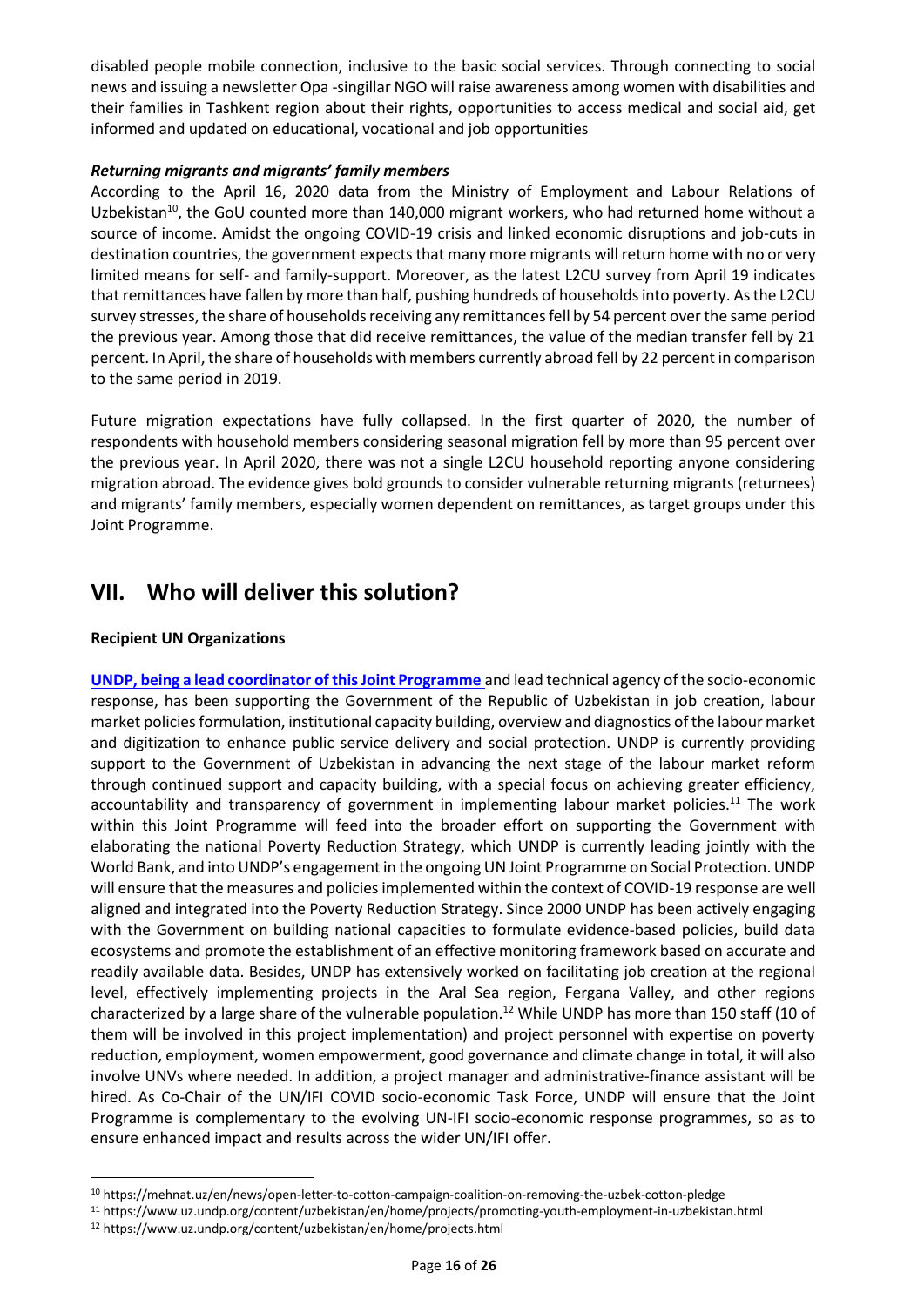disabled people mobile connection, inclusive to the basic social services. Through connecting to social news and issuing a newsletter Opa -singillar NGO will raise awareness among women with disabilities and their families in Tashkent region about their rights, opportunities to access medical and social aid, get informed and updated on educational, vocational and job opportunities

***Returning migrants and migrants' family members***

According to the April 16, 2020 data from the Ministry of Employment and Labour Relations of Uzbekistan[10], the GoU counted more than 140,000 migrant workers, who had returned home without a source of income. Amidst the ongoing COVID-19 crisis and linked economic disruptions and job-cuts in destination countries, the government expects that many more migrants will return home with no or very limited means for self- and family-support. Moreover, as the latest L2CU survey from April 19 indicates that remittances have fallen by more than half, pushing hundreds of households into poverty. As the L2CU survey stresses, the share of households receiving any remittances fell by 54 percent over the same period the previous year. Among those that did receive remittances, the value of the median transfer fell by 21 percent. In April, the share of households with members currently abroad fell by 22 percent in comparison to the same period in 2019.

Future migration expectations have fully collapsed. In the first quarter of 2020, the number of respondents with household members considering seasonal migration fell by more than 95 percent over the previous year. In April 2020, there was not a single L2CU household reporting anyone considering migration abroad. The evidence gives bold grounds to consider vulnerable returning migrants (returnees) and migrants' family members, especially women dependent on remittances, as target groups under this Joint Programme.

# VII. Who will deliver this solution?

**Recipient UN Organizations**

**UNDP, being a lead coordinator of this Joint Programme** and lead technical agency of the socio-economic response, has been supporting the Government of the Republic of Uzbekistan in job creation, labour market policies formulation, institutional capacity building, overview and diagnostics of the labour market and digitization to enhance public service delivery and social protection. UNDP is currently providing support to the Government of Uzbekistan in advancing the next stage of the labour market reform through continued support and capacity building, with a special focus on achieving greater efficiency, accountability and transparency of government in implementing labour market policies.[11] The work within this Joint Programme will feed into the broader effort on supporting the Government with elaborating the national Poverty Reduction Strategy, which UNDP is currently leading jointly with the World Bank, and into UNDP's engagement in the ongoing UN Joint Programme on Social Protection. UNDP will ensure that the measures and policies implemented within the context of COVID-19 response are well aligned and integrated into the Poverty Reduction Strategy. Since 2000 UNDP has been actively engaging with the Government on building national capacities to formulate evidence-based policies, build data ecosystems and promote the establishment of an effective monitoring framework based on accurate and readily available data. Besides, UNDP has extensively worked on facilitating job creation at the regional level, effectively implementing projects in the Aral Sea region, Fergana Valley, and other regions characterized by a large share of the vulnerable population.[12] While UNDP has more than 150 staff (10 of them will be involved in this project implementation) and project personnel with expertise on poverty reduction, employment, women empowerment, good governance and climate change in total, it will also involve UNVs where needed. In addition, a project manager and administrative-finance assistant will be hired. As Co-Chair of the UN/IFI COVID socio-economic Task Force, UNDP will ensure that the Joint Programme is complementary to the evolving UN-IFI socio-economic response programmes, so as to ensure enhanced impact and results across the wider UN/IFI offer.

---

[10] https://mehnat.uz/en/news/open-letter-to-cotton-campaign-coalition-on-removing-the-uzbek-cotton-pledge

[11] https://www.uz.undp.org/content/uzbekistan/en/home/projects/promoting-youth-employment-in-uzbekistan.html

[12] https://www.uz.undp.org/content/uzbekistan/en/home/projects.html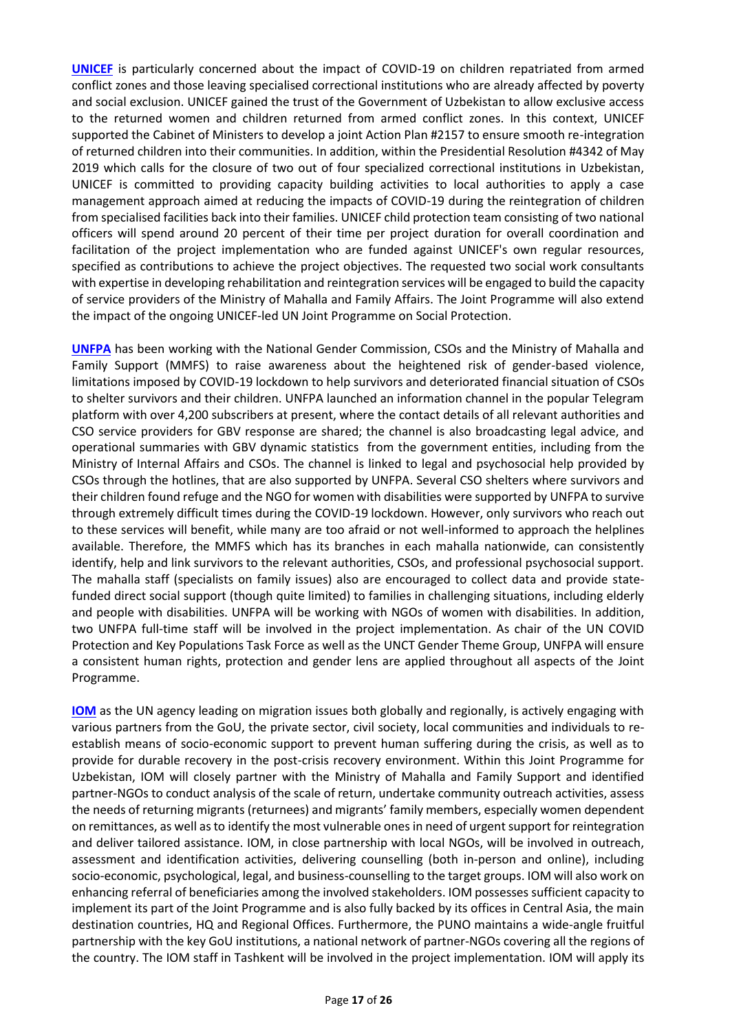**UNICEF** is particularly concerned about the impact of COVID-19 on children repatriated from armed conflict zones and those leaving specialised correctional institutions who are already affected by poverty and social exclusion. UNICEF gained the trust of the Government of Uzbekistan to allow exclusive access to the returned women and children returned from armed conflict zones. In this context, UNICEF supported the Cabinet of Ministers to develop a joint Action Plan #2157 to ensure smooth re-integration of returned children into their communities. In addition, within the Presidential Resolution #4342 of May 2019 which calls for the closure of two out of four specialized correctional institutions in Uzbekistan, UNICEF is committed to providing capacity building activities to local authorities to apply a case management approach aimed at reducing the impacts of COVID-19 during the reintegration of children from specialised facilities back into their families. UNICEF child protection team consisting of two national officers will spend around 20 percent of their time per project duration for overall coordination and facilitation of the project implementation who are funded against UNICEF's own regular resources, specified as contributions to achieve the project objectives. The requested two social work consultants with expertise in developing rehabilitation and reintegration services will be engaged to build the capacity of service providers of the Ministry of Mahalla and Family Affairs. The Joint Programme will also extend the impact of the ongoing UNICEF-led UN Joint Programme on Social Protection.

**UNFPA** has been working with the National Gender Commission, CSOs and the Ministry of Mahalla and Family Support (MMFS) to raise awareness about the heightened risk of gender-based violence, limitations imposed by COVID-19 lockdown to help survivors and deteriorated financial situation of CSOs to shelter survivors and their children. UNFPA launched an information channel in the popular Telegram platform with over 4,200 subscribers at present, where the contact details of all relevant authorities and CSO service providers for GBV response are shared; the channel is also broadcasting legal advice, and operational summaries with GBV dynamic statistics from the government entities, including from the Ministry of Internal Affairs and CSOs. The channel is linked to legal and psychosocial help provided by CSOs through the hotlines, that are also supported by UNFPA. Several CSO shelters where survivors and their children found refuge and the NGO for women with disabilities were supported by UNFPA to survive through extremely difficult times during the COVID-19 lockdown. However, only survivors who reach out to these services will benefit, while many are too afraid or not well-informed to approach the helplines available. Therefore, the MMFS which has its branches in each mahalla nationwide, can consistently identify, help and link survivors to the relevant authorities, CSOs, and professional psychosocial support. The mahalla staff (specialists on family issues) also are encouraged to collect data and provide state-funded direct social support (though quite limited) to families in challenging situations, including elderly and people with disabilities. UNFPA will be working with NGOs of women with disabilities. In addition, two UNFPA full-time staff will be involved in the project implementation. As chair of the UN COVID Protection and Key Populations Task Force as well as the UNCT Gender Theme Group, UNFPA will ensure a consistent human rights, protection and gender lens are applied throughout all aspects of the Joint Programme.

**IOM** as the UN agency leading on migration issues both globally and regionally, is actively engaging with various partners from the GoU, the private sector, civil society, local communities and individuals to re-establish means of socio-economic support to prevent human suffering during the crisis, as well as to provide for durable recovery in the post-crisis recovery environment. Within this Joint Programme for Uzbekistan, IOM will closely partner with the Ministry of Mahalla and Family Support and identified partner-NGOs to conduct analysis of the scale of return, undertake community outreach activities, assess the needs of returning migrants (returnees) and migrants' family members, especially women dependent on remittances, as well as to identify the most vulnerable ones in need of urgent support for reintegration and deliver tailored assistance. IOM, in close partnership with local NGOs, will be involved in outreach, assessment and identification activities, delivering counselling (both in-person and online), including socio-economic, psychological, legal, and business-counselling to the target groups. IOM will also work on enhancing referral of beneficiaries among the involved stakeholders. IOM possesses sufficient capacity to implement its part of the Joint Programme and is also fully backed by its offices in Central Asia, the main destination countries, HQ and Regional Offices. Furthermore, the PUNO maintains a wide-angle fruitful partnership with the key GoU institutions, a national network of partner-NGOs covering all the regions of the country. The IOM staff in Tashkent will be involved in the project implementation. IOM will apply its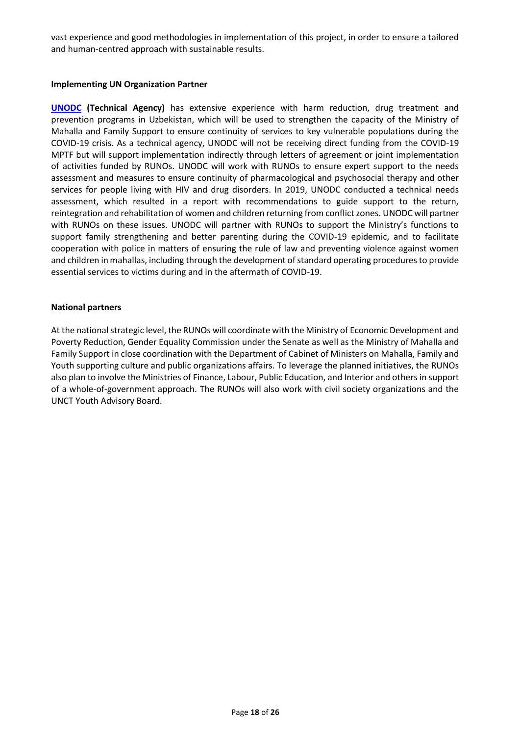vast experience and good methodologies in implementation of this project, in order to ensure a tailored and human-centred approach with sustainable results.

**Implementing UN Organization Partner**

**UNODC (Technical Agency)** has extensive experience with harm reduction, drug treatment and prevention programs in Uzbekistan, which will be used to strengthen the capacity of the Ministry of Mahalla and Family Support to ensure continuity of services to key vulnerable populations during the COVID-19 crisis. As a technical agency, UNODC will not be receiving direct funding from the COVID-19 MPTF but will support implementation indirectly through letters of agreement or joint implementation of activities funded by RUNOs. UNODC will work with RUNOs to ensure expert support to the needs assessment and measures to ensure continuity of pharmacological and psychosocial therapy and other services for people living with HIV and drug disorders. In 2019, UNODC conducted a technical needs assessment, which resulted in a report with recommendations to guide support to the return, reintegration and rehabilitation of women and children returning from conflict zones. UNODC will partner with RUNOs on these issues. UNODC will partner with RUNOs to support the Ministry's functions to support family strengthening and better parenting during the COVID-19 epidemic, and to facilitate cooperation with police in matters of ensuring the rule of law and preventing violence against women and children in mahallas, including through the development of standard operating procedures to provide essential services to victims during and in the aftermath of COVID-19.

**National partners**

At the national strategic level, the RUNOs will coordinate with the Ministry of Economic Development and Poverty Reduction, Gender Equality Commission under the Senate as well as the Ministry of Mahalla and Family Support in close coordination with the Department of Cabinet of Ministers on Mahalla, Family and Youth supporting culture and public organizations affairs. To leverage the planned initiatives, the RUNOs also plan to involve the Ministries of Finance, Labour, Public Education, and Interior and others in support of a whole-of-government approach. The RUNOs will also work with civil society organizations and the UNCT Youth Advisory Board.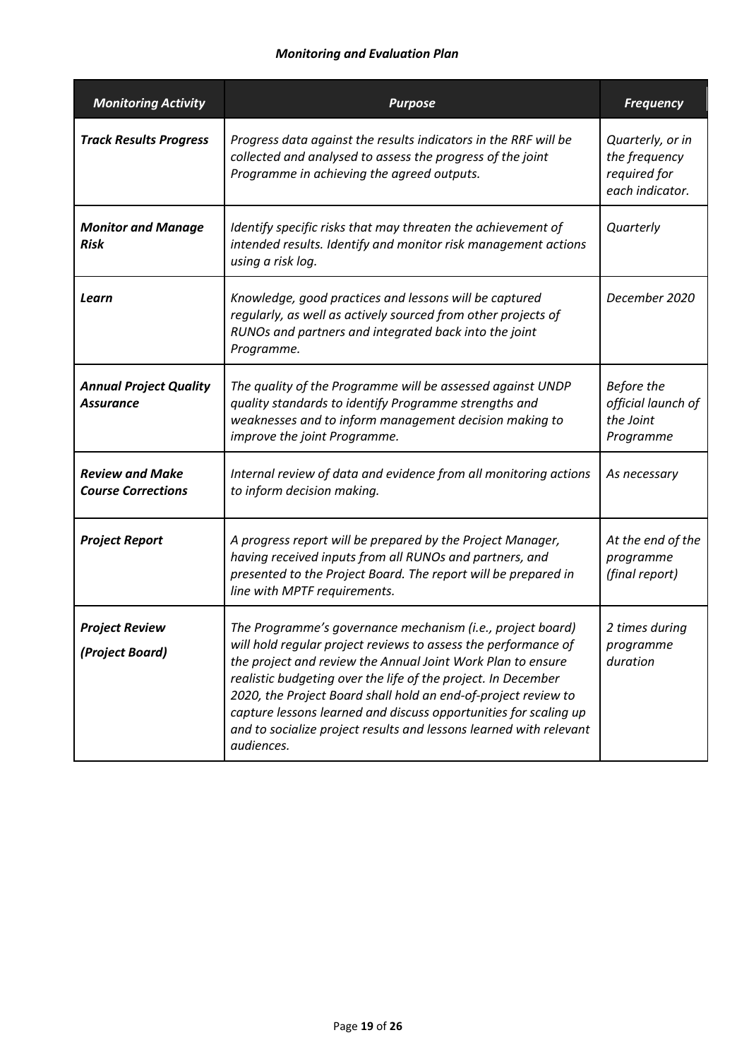### *Monitoring and Evaluation Plan*

| *Monitoring Activity* | *Purpose* | *Frequency* |
|---|---|---|
| ***Track Results Progress*** | *Progress data against the results indicators in the RRF will be collected and analysed to assess the progress of the joint Programme in achieving the agreed outputs.* | *Quarterly, or in the frequency required for each indicator.* |
| ***Monitor and Manage Risk*** | *Identify specific risks that may threaten the achievement of intended results. Identify and monitor risk management actions using a risk log.* | *Quarterly* |
| ***Learn*** | *Knowledge, good practices and lessons will be captured regularly, as well as actively sourced from other projects of RUNOs and partners and integrated back into the joint Programme.* | *December 2020* |
| ***Annual Project Quality Assurance*** | *The quality of the Programme will be assessed against UNDP quality standards to identify Programme strengths and weaknesses and to inform management decision making to improve the joint Programme.* | *Before the official launch of the Joint Programme* |
| ***Review and Make Course Corrections*** | *Internal review of data and evidence from all monitoring actions to inform decision making.* | *As necessary* |
| ***Project Report*** | *A progress report will be prepared by the Project Manager, having received inputs from all RUNOs and partners, and presented to the Project Board. The report will be prepared in line with MPTF requirements.* | *At the end of the programme (final report)* |
| ***Project Review (Project Board)*** | *The Programme's governance mechanism (i.e., project board) will hold regular project reviews to assess the performance of the project and review the Annual Joint Work Plan to ensure realistic budgeting over the life of the project. In December 2020, the Project Board shall hold an end-of-project review to capture lessons learned and discuss opportunities for scaling up and to socialize project results and lessons learned with relevant audiences.* | *2 times during programme duration* |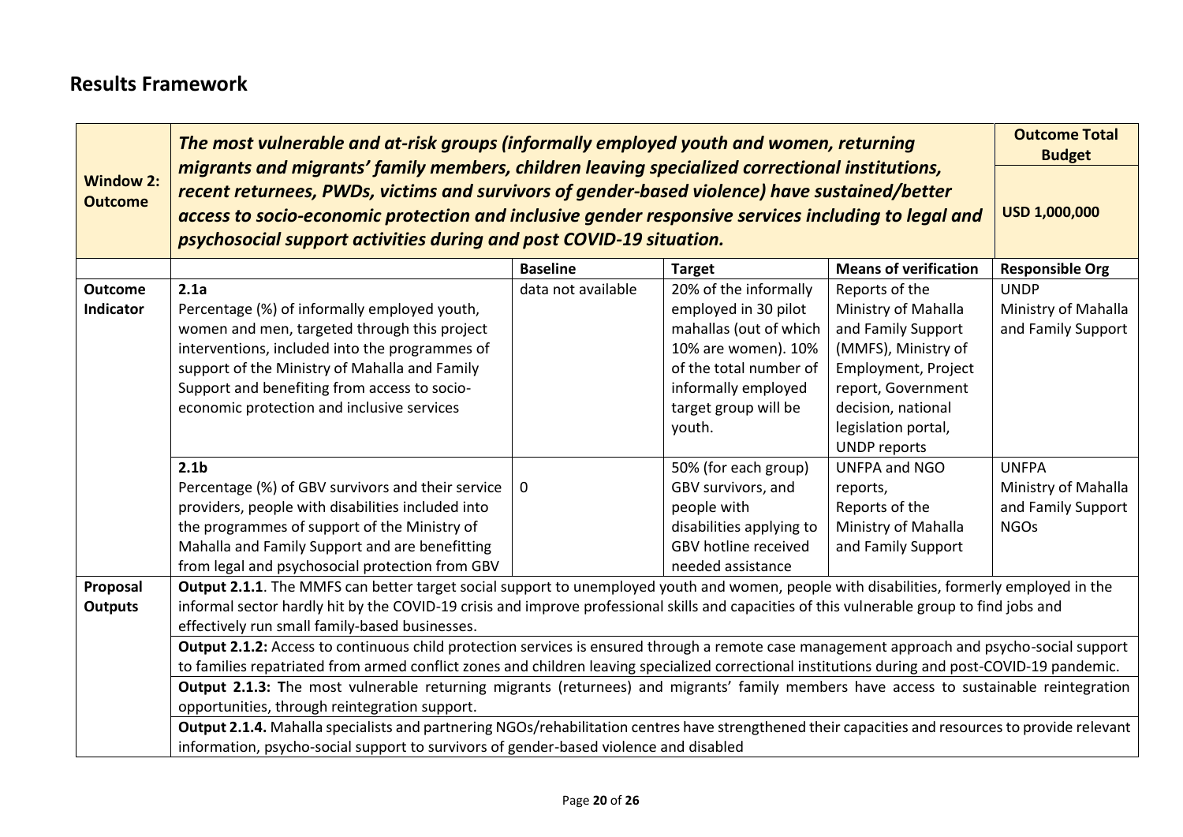## Results Framework

| **Window 2: Outcome** | ***The most vulnerable and at-risk groups (informally employed youth and women, returning migrants and migrants' family members, children leaving specialized correctional institutions, recent returnees, PWDs, victims and survivors of gender-based violence) have sustained/better access to socio-economic protection and inclusive gender responsive services including to legal and psychosocial support activities during and post COVID-19 situation.*** | | | | **Outcome Total Budget**<br><br>**USD 1,000,000** |
|---|---|---|---|---|---|
| | | **Baseline** | **Target** | **Means of verification** | **Responsible Org** |
| **Outcome Indicator** | **2.1a**<br>Percentage (%) of informally employed youth, women and men, targeted through this project interventions, included into the programmes of support of the Ministry of Mahalla and Family Support and benefiting from access to socio-economic protection and inclusive services | data not available | 20% of the informally employed in 30 pilot mahallas (out of which 10% are women). 10% of the total number of informally employed target group will be youth. | Reports of the Ministry of Mahalla and Family Support (MMFS), Ministry of Employment, Project report, Government decision, national legislation portal, UNDP reports | UNDP<br>Ministry of Mahalla and Family Support |
| | **2.1b**<br>Percentage (%) of GBV survivors and their service providers, people with disabilities included into the programmes of support of the Ministry of Mahalla and Family Support and are benefitting from legal and psychosocial protection from GBV | 0 | 50% (for each group) GBV survivors, and people with disabilities applying to GBV hotline received needed assistance | UNFPA and NGO reports,<br>Reports of the Ministry of Mahalla and Family Support | UNFPA<br>Ministry of Mahalla and Family Support<br>NGOs |
| **Proposal Outputs** | **Output 2.1.1**. The MMFS can better target social support to unemployed youth and women, people with disabilities, formerly employed in the informal sector hardly hit by the COVID-19 crisis and improve professional skills and capacities of this vulnerable group to find jobs and effectively run small family-based businesses. | | | | |
| | **Output 2.1.2:** Access to continuous child protection services is ensured through a remote case management approach and psycho-social support to families repatriated from armed conflict zones and children leaving specialized correctional institutions during and post-COVID-19 pandemic. | | | | |
| | **Output 2.1.3: T**he most vulnerable returning migrants (returnees) and migrants' family members have access to sustainable reintegration opportunities, through reintegration support. | | | | |
| | **Output 2.1.4.** Mahalla specialists and partnering NGOs/rehabilitation centres have strengthened their capacities and resources to provide relevant information, psycho-social support to survivors of gender-based violence and disabled | | | | |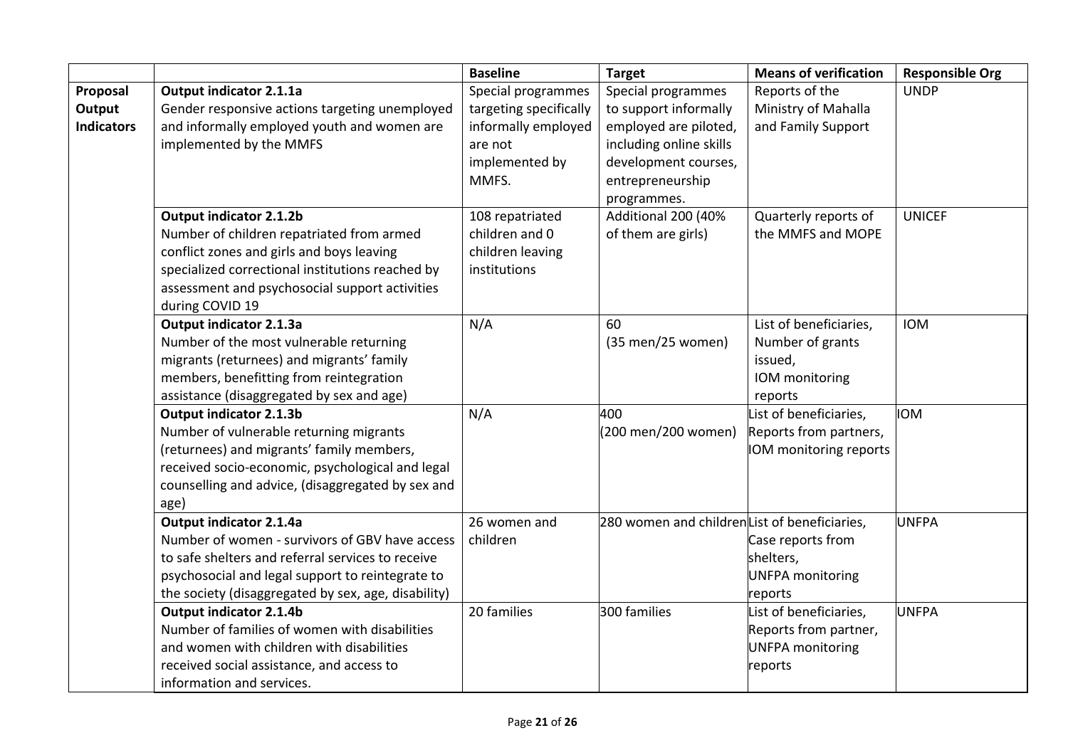| | | Baseline | Target | Means of verification | Responsible Org |
|---|---|---|---|---|---|
| **Proposal Output Indicators** | **Output indicator 2.1.1a**<br>Gender responsive actions targeting unemployed and informally employed youth and women are implemented by the MMFS | Special programmes targeting specifically informally employed are not implemented by MMFS. | Special programmes to support informally employed are piloted, including online skills development courses, entrepreneurship programmes. | Reports of the Ministry of Mahalla and Family Support | UNDP |
| | **Output indicator 2.1.2b**<br>Number of children repatriated from armed conflict zones and girls and boys leaving specialized correctional institutions reached by assessment and psychosocial support activities during COVID 19 | 108 repatriated children and 0 children leaving institutions | Additional 200 (40% of them are girls) | Quarterly reports of the MMFS and MOPE | UNICEF |
| | **Output indicator 2.1.3a**<br>Number of the most vulnerable returning migrants (returnees) and migrants' family members, benefitting from reintegration assistance (disaggregated by sex and age) | N/A | 60<br>(35 men/25 women) | List of beneficiaries, Number of grants issued, IOM monitoring reports | IOM |
| | **Output indicator 2.1.3b**<br>Number of vulnerable returning migrants (returnees) and migrants' family members, received socio-economic, psychological and legal counselling and advice, (disaggregated by sex and age) | N/A | 400<br>(200 men/200 women) | List of beneficiaries, Reports from partners, IOM monitoring reports | IOM |
| | **Output indicator 2.1.4a**<br>Number of women - survivors of GBV have access to safe shelters and referral services to receive psychosocial and legal support to reintegrate to the society (disaggregated by sex, age, disability) | 26 women and children | 280 women and children | List of beneficiaries, Case reports from shelters, UNFPA monitoring reports | UNFPA |
| | **Output indicator 2.1.4b**<br>Number of families of women with disabilities and women with children with disabilities received social assistance, and access to information and services. | 20 families | 300 families | List of beneficiaries, Reports from partner, UNFPA monitoring reports | UNFPA |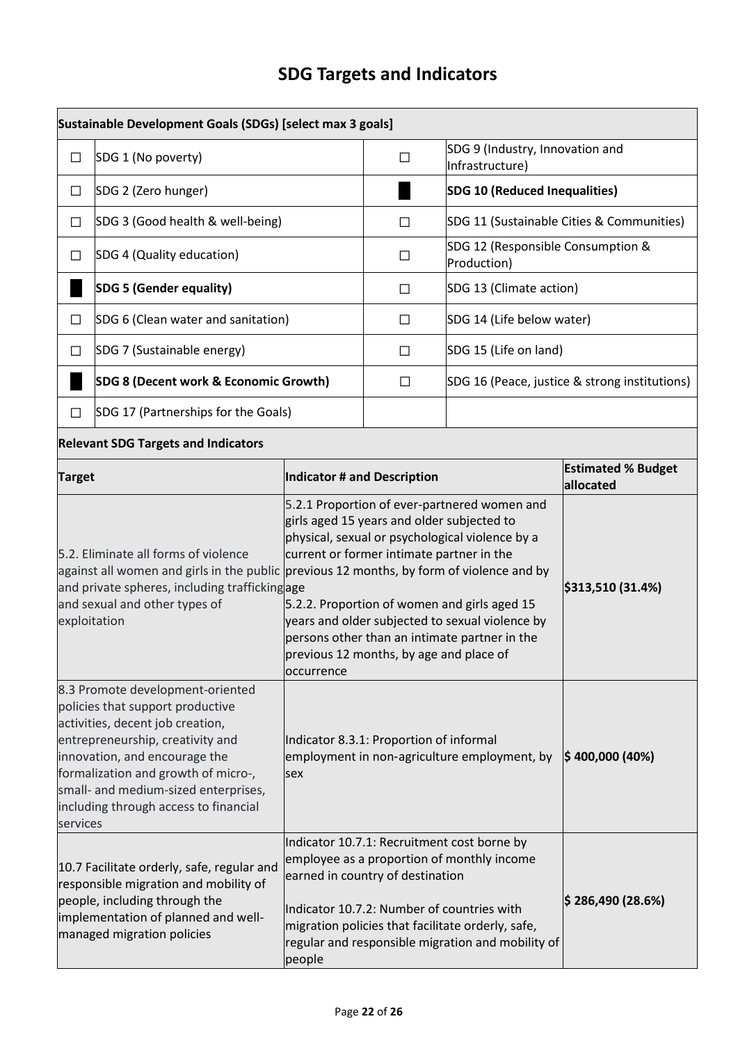# SDG Targets and Indicators

| Sustainable Development Goals (SDGs) [select max 3 goals] | | | |
|---|---|---|---|
| ☐ | SDG 1 (No poverty) | ☐ | SDG 9 (Industry, Innovation and Infrastructure) |
| ☐ | SDG 2 (Zero hunger) | █ | **SDG 10 (Reduced Inequalities)** |
| ☐ | SDG 3 (Good health & well-being) | ☐ | SDG 11 (Sustainable Cities & Communities) |
| ☐ | SDG 4 (Quality education) | ☐ | SDG 12 (Responsible Consumption & Production) |
| █ | **SDG 5 (Gender equality)** | ☐ | SDG 13 (Climate action) |
| ☐ | SDG 6 (Clean water and sanitation) | ☐ | SDG 14 (Life below water) |
| ☐ | SDG 7 (Sustainable energy) | ☐ | SDG 15 (Life on land) |
| █ | **SDG 8 (Decent work & Economic Growth)** | ☐ | SDG 16 (Peace, justice & strong institutions) |
| ☐ | SDG 17 (Partnerships for the Goals) | | |

**Relevant SDG Targets and Indicators**

| Target | Indicator # and Description | Estimated % Budget allocated |
|---|---|---|
| 5.2. Eliminate all forms of violence against all women and girls in the public and private spheres, including trafficking and sexual and other types of exploitation | 5.2.1 Proportion of ever-partnered women and girls aged 15 years and older subjected to physical, sexual or psychological violence by a current or former intimate partner in the previous 12 months, by form of violence and by age<br><br>5.2.2. Proportion of women and girls aged 15 years and older subjected to sexual violence by persons other than an intimate partner in the previous 12 months, by age and place of occurrence | **$313,510 (31.4%)** |
| 8.3 Promote development-oriented policies that support productive activities, decent job creation, entrepreneurship, creativity and innovation, and encourage the formalization and growth of micro-, small- and medium-sized enterprises, including through access to financial services | Indicator 8.3.1: Proportion of informal employment in non-agriculture employment, by sex | **$ 400,000 (40%)** |
| 10.7 Facilitate orderly, safe, regular and responsible migration and mobility of people, including through the implementation of planned and well-managed migration policies | Indicator 10.7.1: Recruitment cost borne by employee as a proportion of monthly income earned in country of destination<br><br>Indicator 10.7.2: Number of countries with migration policies that facilitate orderly, safe, regular and responsible migration and mobility of people | **$ 286,490 (28.6%)** |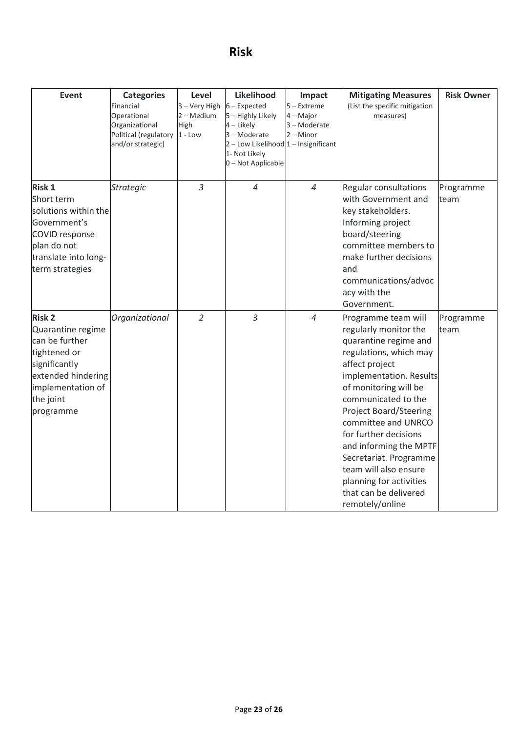# Risk

| Event | Categories<br>Financial<br>Operational<br>Organizational<br>Political (regulatory and/or strategic) | Level<br>3 – Very High<br>2 – Medium High<br>1 - Low | Likelihood<br>6 – Expected<br>5 – Highly Likely<br>4 – Likely<br>3 – Moderate<br>2 – Low Likelihood<br>1- Not Likely<br>0 – Not Applicable | Impact<br>5 – Extreme<br>4 – Major<br>3 – Moderate<br>2 – Minor<br>1 – Insignificant | Mitigating Measures<br>(List the specific mitigation measures) | Risk Owner |
|---|---|---|---|---|---|---|
| **Risk 1**<br>Short term solutions within the Government's COVID response plan do not translate into long-term strategies | *Strategic* | *3* | *4* | *4* | Regular consultations with Government and key stakeholders. Informing project board/steering committee members to make further decisions and communications/advocacy with the Government. | Programme team |
| **Risk 2**<br>Quarantine regime can be further tightened or significantly extended hindering implementation of the joint programme | *Organizational* | *2* | *3* | *4* | Programme team will regularly monitor the quarantine regime and regulations, which may affect project implementation. Results of monitoring will be communicated to the Project Board/Steering committee and UNRCO for further decisions and informing the MPTF Secretariat. Programme team will also ensure planning for activities that can be delivered remotely/online | Programme team |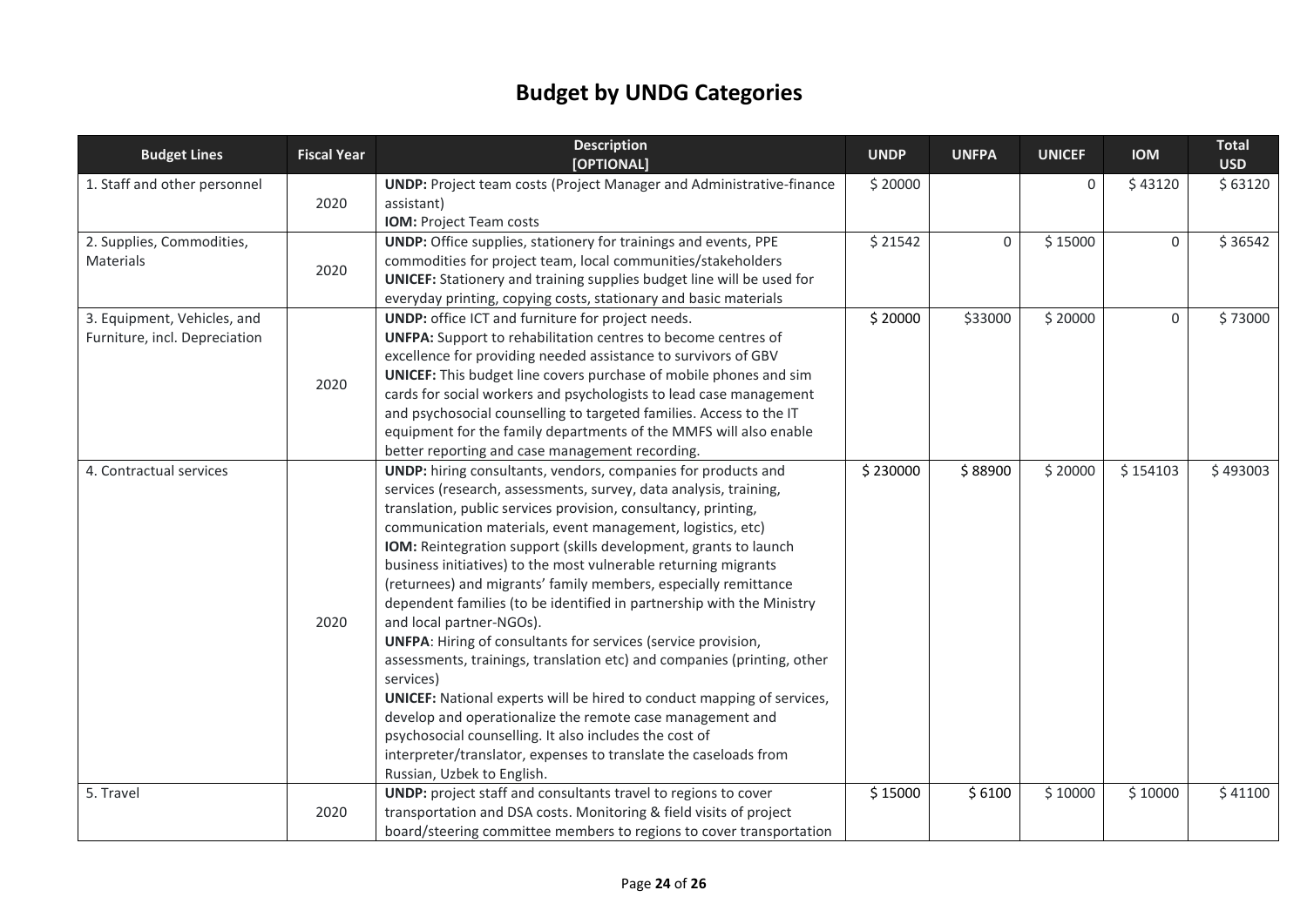# Budget by UNDG Categories

| Budget Lines | Fiscal Year | Description [OPTIONAL] | UNDP | UNFPA | UNICEF | IOM | Total USD |
|---|---|---|---|---|---|---|---|
| 1. Staff and other personnel | 2020 | **UNDP:** Project team costs (Project Manager and Administrative-finance assistant) **IOM:** Project Team costs | $ 20000 | | 0 | $ 43120 | $ 63120 |
| 2. Supplies, Commodities, Materials | 2020 | **UNDP:** Office supplies, stationery for trainings and events, PPE commodities for project team, local communities/stakeholders **UNICEF:** Stationery and training supplies budget line will be used for everyday printing, copying costs, stationary and basic materials | $ 21542 | 0 | $ 15000 | 0 | $ 36542 |
| 3. Equipment, Vehicles, and Furniture, incl. Depreciation | 2020 | **UNDP:** office ICT and furniture for project needs. **UNFPA:** Support to rehabilitation centres to become centres of excellence for providing needed assistance to survivors of GBV **UNICEF:** This budget line covers purchase of mobile phones and sim cards for social workers and psychologists to lead case management and psychosocial counselling to targeted families. Access to the IT equipment for the family departments of the MMFS will also enable better reporting and case management recording. | $ 20000 | $33000 | $ 20000 | 0 | $ 73000 |
| 4. Contractual services | 2020 | **UNDP:** hiring consultants, vendors, companies for products and services (research, assessments, survey, data analysis, training, translation, public services provision, consultancy, printing, communication materials, event management, logistics, etc) **IOM:** Reintegration support (skills development, grants to launch business initiatives) to the most vulnerable returning migrants (returnees) and migrants' family members, especially remittance dependent families (to be identified in partnership with the Ministry and local partner-NGOs). **UNFPA**: Hiring of consultants for services (service provision, assessments, trainings, translation etc) and companies (printing, other services) **UNICEF:** National experts will be hired to conduct mapping of services, develop and operationalize the remote case management and psychosocial counselling. It also includes the cost of interpreter/translator, expenses to translate the caseloads from Russian, Uzbek to English. | $ 230000 | $ 88900 | $ 20000 | $ 154103 | $ 493003 |
| 5. Travel | 2020 | **UNDP:** project staff and consultants travel to regions to cover transportation and DSA costs. Monitoring & field visits of project board/steering committee members to regions to cover transportation | $ 15000 | $ 6100 | $ 10000 | $ 10000 | $ 41100 |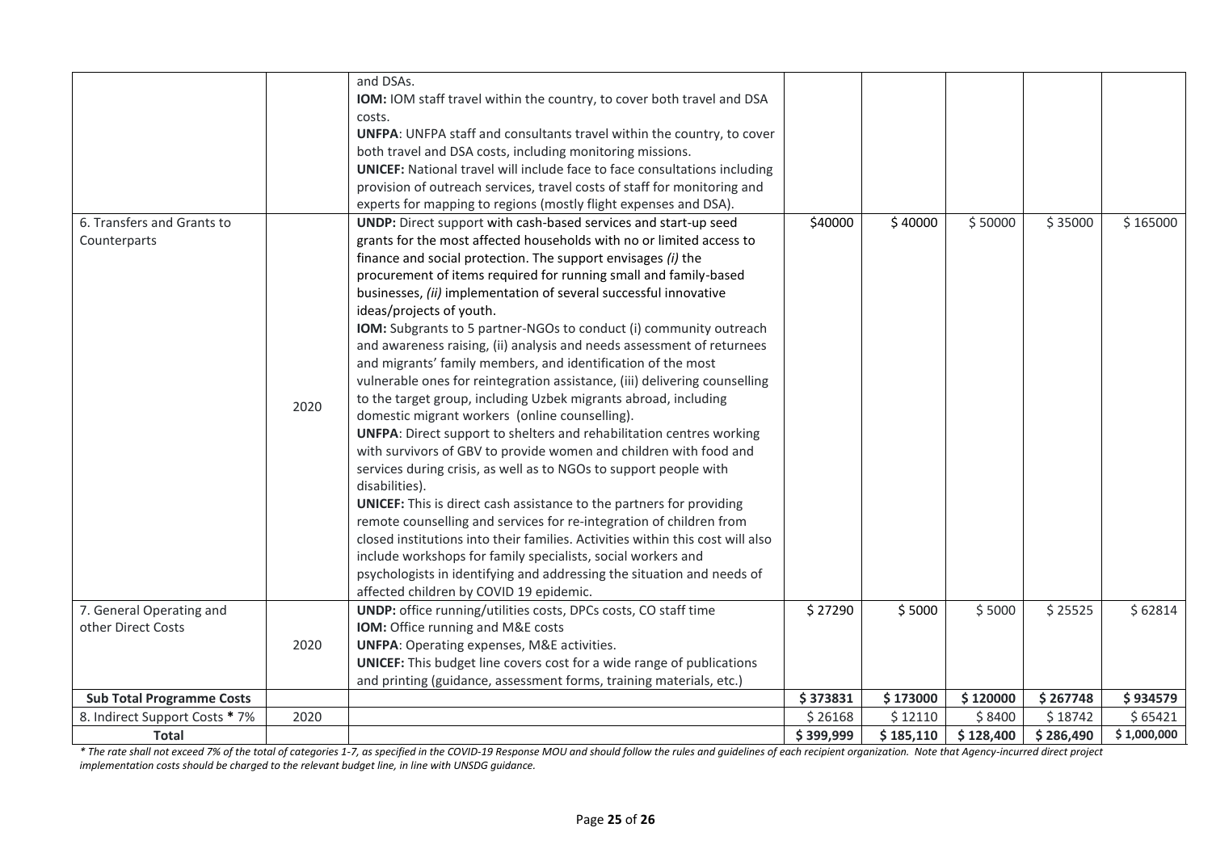| | | | | | | | |
|---|---|---|---|---|---|---|---|
| | | and DSAs. **IOM:** IOM staff travel within the country, to cover both travel and DSA costs. **UNFPA**: UNFPA staff and consultants travel within the country, to cover both travel and DSA costs, including monitoring missions. **UNICEF:** National travel will include face to face consultations including provision of outreach services, travel costs of staff for monitoring and experts for mapping to regions (mostly flight expenses and DSA). | | | | | |
| 6. Transfers and Grants to Counterparts | 2020 | **UNDP:** Direct support with cash-based services and start-up seed grants for the most affected households with no or limited access to finance and social protection. The support envisages *(i)* the procurement of items required for running small and family-based businesses, *(ii)* implementation of several successful innovative ideas/projects of youth. **IOM:** Subgrants to 5 partner-NGOs to conduct (i) community outreach and awareness raising, (ii) analysis and needs assessment of returnees and migrants' family members, and identification of the most vulnerable ones for reintegration assistance, (iii) delivering counselling to the target group, including Uzbek migrants abroad, including domestic migrant workers (online counselling). **UNFPA**: Direct support to shelters and rehabilitation centres working with survivors of GBV to provide women and children with food and services during crisis, as well as to NGOs to support people with disabilities). **UNICEF:** This is direct cash assistance to the partners for providing remote counselling and services for re-integration of children from closed institutions into their families. Activities within this cost will also include workshops for family specialists, social workers and psychologists in identifying and addressing the situation and needs of affected children by COVID 19 epidemic. | $40000 | $ 40000 | $ 50000 | $ 35000 | $ 165000 |
| 7. General Operating and other Direct Costs | 2020 | **UNDP:** office running/utilities costs, DPCs costs, CO staff time **IOM:** Office running and M&E costs **UNFPA**: Operating expenses, M&E activities. **UNICEF:** This budget line covers cost for a wide range of publications and printing (guidance, assessment forms, training materials, etc.) | $ 27290 | $ 5000 | $ 5000 | $ 25525 | $ 62814 |
| **Sub Total Programme Costs** | | | **$ 373831** | **$ 173000** | **$ 120000** | **$ 267748** | **$ 934579** |
| 8. Indirect Support Costs * 7% | 2020 | | $ 26168 | $ 12110 | $ 8400 | $ 18742 | $ 65421 |
| **Total** | | | **$ 399,999** | **$ 185,110** | **$ 128,400** | **$ 286,490** | **$ 1,000,000** |

*\* The rate shall not exceed 7% of the total of categories 1-7, as specified in the COVID-19 Response MOU and should follow the rules and guidelines of each recipient organization. Note that Agency-incurred direct project implementation costs should be charged to the relevant budget line, in line with UNSDG guidance.*